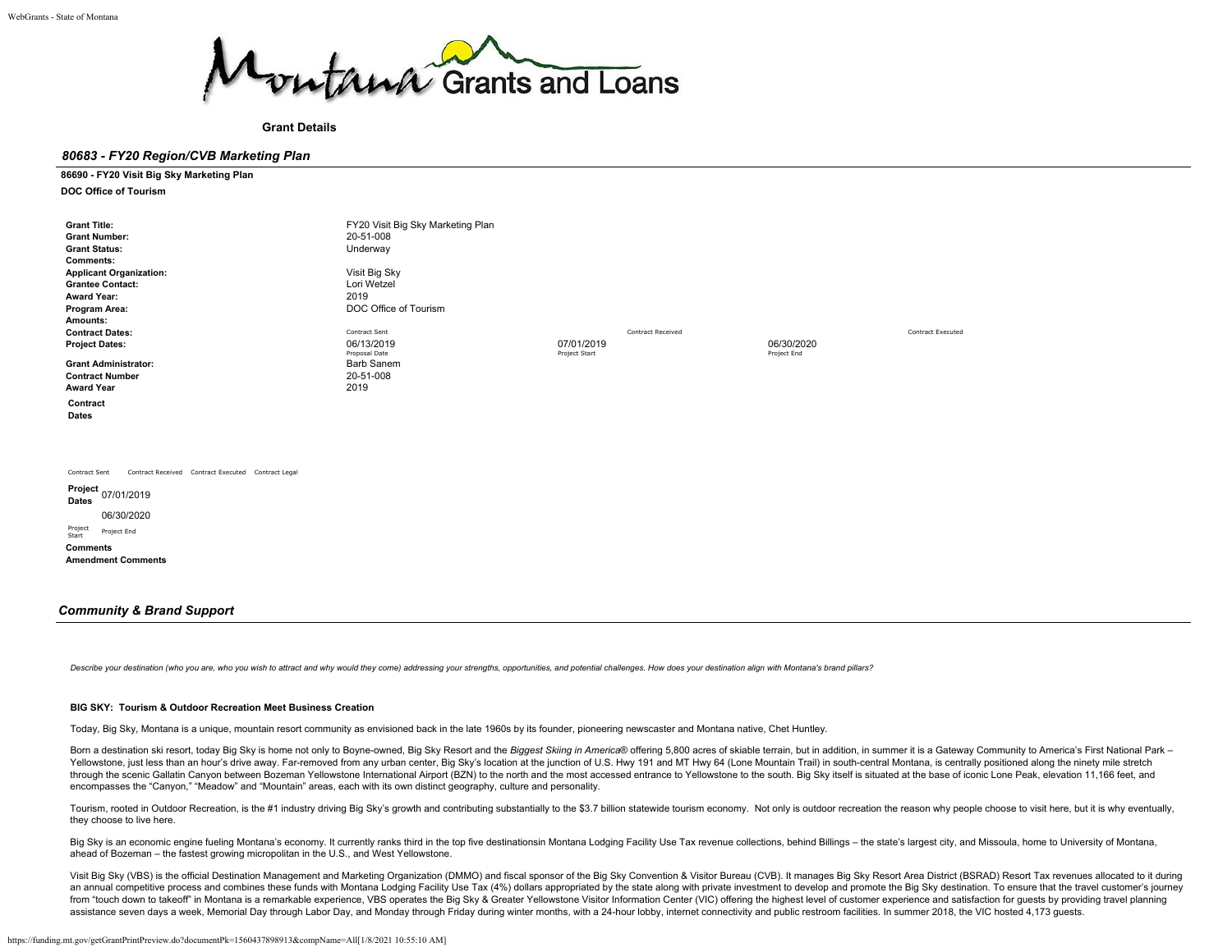Montana Grants and Loans

**Grant Details**

## *80683 - FY20 Region/CVB Marketing Plan*

**86690 - FY20 Visit Big Sky Marketing Plan**

**DOC Office of Tourism**

| | | | | |
|---|---|---|---|---|
| **Grant Title:** | FY20 Visit Big Sky Marketing Plan | | | |
| **Grant Number:** | 20-51-008 | | | |
| **Grant Status:** | Underway | | | |
| **Comments:** | | | | |
| **Applicant Organization:** | Visit Big Sky | | | |
| **Grantee Contact:** | Lori Wetzel | | | |
| **Award Year:** | 2019 | | | |
| **Program Area:** | DOC Office of Tourism | | | |
| **Amounts:** | | | | |
| **Contract Dates:** | Contract Sent | Contract Received | | Contract Executed |
| **Project Dates:** | 06/13/2019 Proposal Date | 07/01/2019 Project Start | 06/30/2020 Project End | |
| **Grant Administrator:** | Barb Sanem | | | |
| **Contract Number** | 20-51-008 | | | |
| **Award Year** | 2019 | | | |

**Contract Dates**

Contract Sent | Contract Received | Contract Executed | Contract Legal

**Project Dates** 07/01/2019 06/30/2020

Project Start | Project End

**Comments**

**Amendment Comments**

## *Community & Brand Support*

*Describe your destination (who you are, who you wish to attract and why would they come) addressing your strengths, opportunities, and potential challenges. How does your destination align with Montana's brand pillars?*

**BIG SKY: Tourism & Outdoor Recreation Meet Business Creation**

Today, Big Sky, Montana is a unique, mountain resort community as envisioned back in the late 1960s by its founder, pioneering newscaster and Montana native, Chet Huntley.

Born a destination ski resort, today Big Sky is home not only to Boyne-owned, Big Sky Resort and the *Biggest Skiing in America*® offering 5,800 acres of skiable terrain, but in addition, in summer it is a Gateway Community to America's First National Park – Yellowstone, just less than an hour's drive away. Far-removed from any urban center, Big Sky's location at the junction of U.S. Hwy 191 and MT Hwy 64 (Lone Mountain Trail) in south-central Montana, is centrally positioned along the ninety mile stretch through the scenic Gallatin Canyon between Bozeman Yellowstone International Airport (BZN) to the north and the most accessed entrance to Yellowstone to the south. Big Sky itself is situated at the base of iconic Lone Peak, elevation 11,166 feet, and encompasses the "Canyon," "Meadow" and "Mountain" areas, each with its own distinct geography, culture and personality.

Tourism, rooted in Outdoor Recreation, is the #1 industry driving Big Sky's growth and contributing substantially to the $3.7 billion statewide tourism economy. Not only is outdoor recreation the reason why people choose to visit here, but it is why eventually, they choose to live here.

Big Sky is an economic engine fueling Montana's economy. It currently ranks third in the top five destinationsin Montana Lodging Facility Use Tax revenue collections, behind Billings – the state's largest city, and Missoula, home to University of Montana, ahead of Bozeman – the fastest growing micropolitan in the U.S., and West Yellowstone.

Visit Big Sky (VBS) is the official Destination Management and Marketing Organization (DMMO) and fiscal sponsor of the Big Sky Convention & Visitor Bureau (CVB). It manages Big Sky Resort Area District (BSRAD) Resort Tax revenues allocated to it during an annual competitive process and combines these funds with Montana Lodging Facility Use Tax (4%) dollars appropriated by the state along with private investment to develop and promote the Big Sky destination. To ensure that the travel customer's journey from "touch down to takeoff" in Montana is a remarkable experience, VBS operates the Big Sky & Greater Yellowstone Visitor Information Center (VIC) offering the highest level of customer experience and satisfaction for guests by providing travel planning assistance seven days a week, Memorial Day through Labor Day, and Monday through Friday during winter months, with a 24-hour lobby, internet connectivity and public restroom facilities. In summer 2018, the VIC hosted 4,173 guests.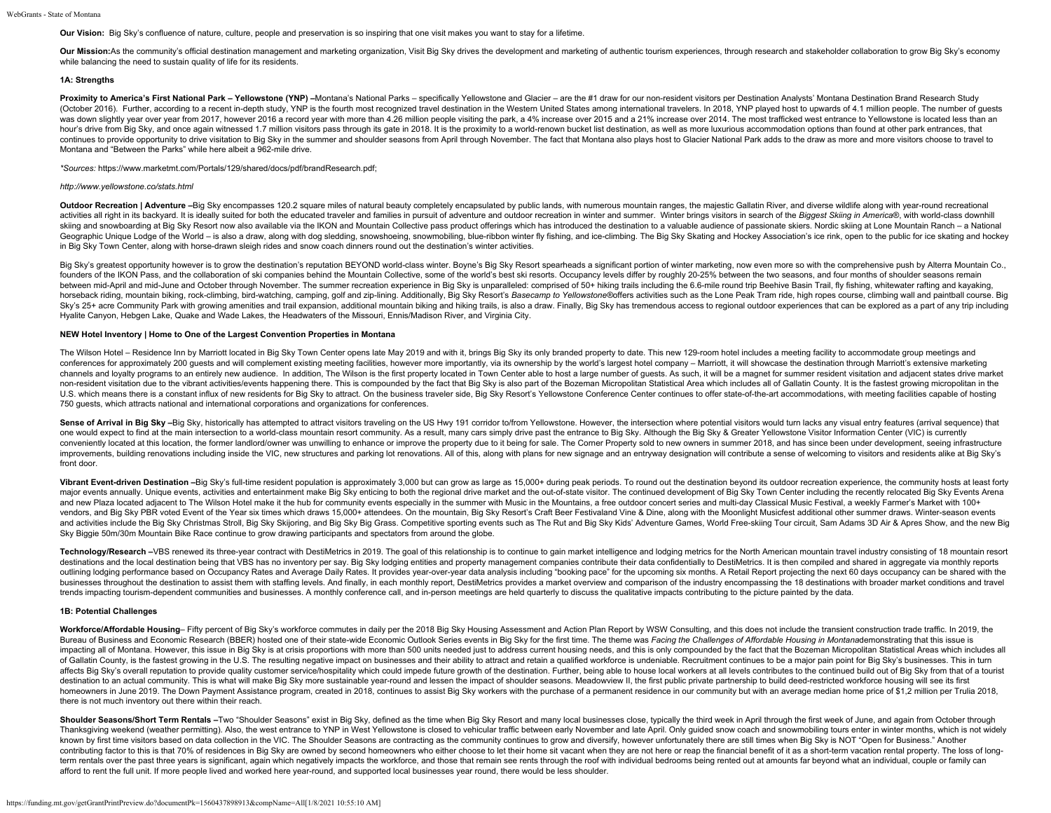**Our Vision:** Big Sky's confluence of nature, culture, people and preservation is so inspiring that one visit makes you want to stay for a lifetime.

**Our Mission:**As the community's official destination management and marketing organization, Visit Big Sky drives the development and marketing of authentic tourism experiences, through research and stakeholder collaboration to grow Big Sky's economy while balancing the need to sustain quality of life for its residents.

### 1A: Strengths

**Proximity to America's First National Park – Yellowstone (YNP) –**Montana's National Parks – specifically Yellowstone and Glacier – are the #1 draw for our non-resident visitors per Destination Analysts' Montana Destination Brand Research Study (October 2016). Further, according to a recent in-depth study, YNP is the fourth most recognized travel destination in the Western United States among international travelers. In 2018, YNP played host to upwards of 4.1 million people. The number of guests was down slightly year over year from 2017, however 2016 a record year with more than 4.26 million people visiting the park, a 4% increase over 2015 and a 21% increase over 2014. The most trafficked west entrance to Yellowstone is located less than an hour's drive from Big Sky, and once again witnessed 1.7 million visitors pass through its gate in 2018. It is the proximity to a world-renown bucket list destination, as well as more luxurious accommodation options than found at other park entrances, that continues to provide opportunity to drive visitation to Big Sky in the summer and shoulder seasons from April through November. The fact that Montana also plays host to Glacier National Park adds to the draw as more and more visitors choose to travel to Montana and "Between the Parks" while here albeit a 962-mile drive.

*\*Sources:* https://www.marketmt.com/Portals/129/shared/docs/pdf/brandResearch.pdf;

*http://www.yellowstone.co/stats.html*

**Outdoor Recreation | Adventure –**Big Sky encompasses 120.2 square miles of natural beauty completely encapsulated by public lands, with numerous mountain ranges, the majestic Gallatin River, and diverse wildlife along with year-round recreational activities all right in its backyard. It is ideally suited for both the educated traveler and families in pursuit of adventure and outdoor recreation in winter and summer. Winter brings visitors in search of the *Biggest Skiing in America®*, with world-class downhill skiing and snowboarding at Big Sky Resort now also available via the IKON and Mountain Collective pass product offerings which has introduced the destination to a valuable audience of passionate skiers. Nordic skiing at Lone Mountain Ranch – a National Geographic Unique Lodge of the World – is also a draw, along with dog sledding, snowshoeing, snowmobiling, blue-ribbon winter fly fishing, and ice-climbing. The Big Sky Skating and Hockey Association's ice rink, open to the public for ice skating and hockey in Big Sky Town Center, along with horse-drawn sleigh rides and snow coach dinners round out the destination's winter activities.

Big Sky's greatest opportunity however is to grow the destination's reputation BEYOND world-class winter. Boyne's Big Sky Resort spearheads a significant portion of winter marketing, now even more so with the comprehensive push by Alterra Mountain Co., founders of the IKON Pass, and the collaboration of ski companies behind the Mountain Collective, some of the world's best ski resorts. Occupancy levels differ by roughly 20-25% between the two seasons, and four months of shoulder seasons remain between mid-April and mid-June and October through November. The summer recreation experience in Big Sky is unparalleled: comprised of 50+ hiking trails including the 6.6-mile round trip Beehive Basin Trail, fly fishing, whitewater rafting and kayaking, horseback riding, mountain biking, rock-climbing, bird-watching, camping, golf and zip-lining. Additionally, Big Sky Resort's *Basecamp to Yellowstone®*offers activities such as the Lone Peak Tram ride, high ropes course, climbing wall and paintball course. Big Sky's 25+ acre Community Park with growing amenities and trail expansion, additional mountain biking and hiking trails, is also a draw. Finally, Big Sky has tremendous access to regional outdoor experiences that can be explored as a part of any trip including Hyalite Canyon, Hebgen Lake, Quake and Wade Lakes, the Headwaters of the Missouri, Ennis/Madison River, and Virginia City.

### NEW Hotel Inventory | Home to One of the Largest Convention Properties in Montana

The Wilson Hotel – Residence Inn by Marriott located in Big Sky Town Center opens late May 2019 and with it, brings Big Sky its only branded property to date. This new 129-room hotel includes a meeting facility to accommodate group meetings and conferences for approximately 200 guests and will complement existing meeting facilities, however more importantly, via its ownership by the world's largest hotel company – Marriott, it will showcase the destination through Marriott's extensive marketing channels and loyalty programs to an entirely new audience. In addition, The Wilson is the first property located in Town Center able to host a large number of guests. As such, it will be a magnet for summer resident visitation and adjacent states drive market non-resident visitation due to the vibrant activities/events happening there. This is compounded by the fact that Big Sky is also part of the Bozeman Micropolitan Statistical Area which includes all of Gallatin County. It is the fastest growing micropolitan in the U.S. which means there is a constant influx of new residents for Big Sky to attract. On the business traveler side, Big Sky Resort's Yellowstone Conference Center continues to offer state-of-the-art accommodations, with meeting facilities capable of hosting 750 guests, which attracts national and international corporations and organizations for conferences.

**Sense of Arrival in Big Sky –**Big Sky, historically has attempted to attract visitors traveling on the US Hwy 191 corridor to/from Yellowstone. However, the intersection where potential visitors would turn lacks any visual entry features (arrival sequence) that one would expect to find at the main intersection to a world-class mountain resort community. As a result, many cars simply drive past the entrance to Big Sky. Although the Big Sky & Greater Yellowstone Visitor Information Center (VIC) is currently conveniently located at this location, the former landlord/owner was unwilling to enhance or improve the property due to it being for sale. The Corner Property sold to new owners in summer 2018, and has since been under development, seeing infrastructure improvements, building renovations including inside the VIC, new structures and parking lot renovations. All of this, along with plans for new signage and an entryway designation will contribute a sense of welcoming to visitors and residents alike at Big Sky's front door.

**Vibrant Event-driven Destination –**Big Sky's full-time resident population is approximately 3,000 but can grow as large as 15,000+ during peak periods. To round out the destination beyond its outdoor recreation experience, the community hosts at least forty major events annually. Unique events, activities and entertainment make Big Sky enticing to both the regional drive market and the out-of-state visitor. The continued development of Big Sky Town Center including the recently relocated Big Sky Events Arena and new Plaza located adjacent to The Wilson Hotel make it the hub for community events especially in the summer with Music in the Mountains, a free outdoor concert series and multi-day Classical Music Festival, a weekly Farmer's Market with 100+ vendors, and Big Sky PBR voted Event of the Year six times which draws 15,000+ attendees. On the mountain, Big Sky Resort's Craft Beer Festivaland Vine & Dine, along with the Moonlight Musicfest additional other summer draws. Winter-season events and activities include the Big Sky Christmas Stroll, Big Sky Skijoring, and Big Sky Big Grass. Competitive sporting events such as The Rut and Big Sky Kids' Adventure Games, World Free-skiing Tour circuit, Sam Adams 3D Air & Apres Show, and the new Big Sky Biggie 50m/30m Mountain Bike Race continue to grow drawing participants and spectators from around the globe.

**Technology/Research –**VBS renewed its three-year contract with DestiMetrics in 2019. The goal of this relationship is to continue to gain market intelligence and lodging metrics for the North American mountain travel industry consisting of 18 mountain resort destinations and the local destination being that VBS has no inventory per say. Big Sky lodging entities and property management companies contribute their data confidentially to DestiMetrics. It is then compiled and shared in aggregate via monthly reports outlining lodging performance based on Occupancy Rates and Average Daily Rates. It provides year-over-year data analysis including "booking pace" for the upcoming six months. A Retail Report projecting the next 60 days occupancy can be shared with the businesses throughout the destination to assist them with staffing levels. And finally, in each monthly report, DestiMetrics provides a market overview and comparison of the industry encompassing the 18 destinations with broader market conditions and travel trends impacting tourism-dependent communities and businesses. A monthly conference call, and in-person meetings are held quarterly to discuss the qualitative impacts contributing to the picture painted by the data.

### 1B: Potential Challenges

**Workforce/Affordable Housing**– Fifty percent of Big Sky's workforce commutes in daily per the 2018 Big Sky Housing Assessment and Action Plan Report by WSW Consulting, and this does not include the transient construction trade traffic. In 2019, the Bureau of Business and Economic Research (BBER) hosted one of their state-wide Economic Outlook Series events in Big Sky for the first time. The theme was *Facing the Challenges of Affordable Housing in Montana*demonstrating that this issue is impacting all of Montana. However, this issue in Big Sky is at crisis proportions with more than 500 units needed just to address current housing needs, and this is only compounded by the fact that the Bozeman Micropolitan Statistical Areas which includes all of Gallatin County, is the fastest growing in the U.S. The resulting negative impact on businesses and their ability to attract and retain a qualified workforce is undeniable. Recruitment continues to be a major pain point for Big Sky's businesses. This in turn affects Big Sky's overall reputation to provide quality customer service/hospitality which could impede future growth of the destination. Further, being able to house local workers at all levels contributes to the continued build out of Big Sky from that of a tourist destination to an actual community. This is what will make Big Sky more sustainable year-round and lessen the impact of shoulder seasons. Meadowview II, the first public private partnership to build deed-restricted workforce housing will see its first homeowners in June 2019. The Down Payment Assistance program, created in 2018, continues to assist Big Sky workers with the purchase of a permanent residence in our community but with an average median home price of $1,2 million per Trulia 2018, there is not much inventory out there within their reach.

**Shoulder Seasons/Short Term Rentals –**Two "Shoulder Seasons" exist in Big Sky, defined as the time when Big Sky Resort and many local businesses close, typically the third week in April through the first week of June, and again from October through Thanksgiving weekend (weather permitting). Also, the west entrance to YNP in West Yellowstone is closed to vehicular traffic between early November and late April. Only guided snow coach and snowmobiling tours enter in winter months, which is not widely known by first time visitors based on data collection in the VIC. The Shoulder Seasons are contracting as the community continues to grow and diversify, however unfortunately there are still times when Big Sky is NOT "Open for Business." Another contributing factor to this is that 70% of residences in Big Sky are owned by second homeowners who either choose to let their home sit vacant when they are not here or reap the financial benefit of it as a short-term vacation rental property. The loss of long-term rentals over the past three years is significant, again which negatively impacts the workforce, and those that remain see rents through the roof with individual bedrooms being rented out at amounts far beyond what an individual, couple or family can afford to rent the full unit. If more people lived and worked here year-round, and supported local businesses year round, there would be less shoulder.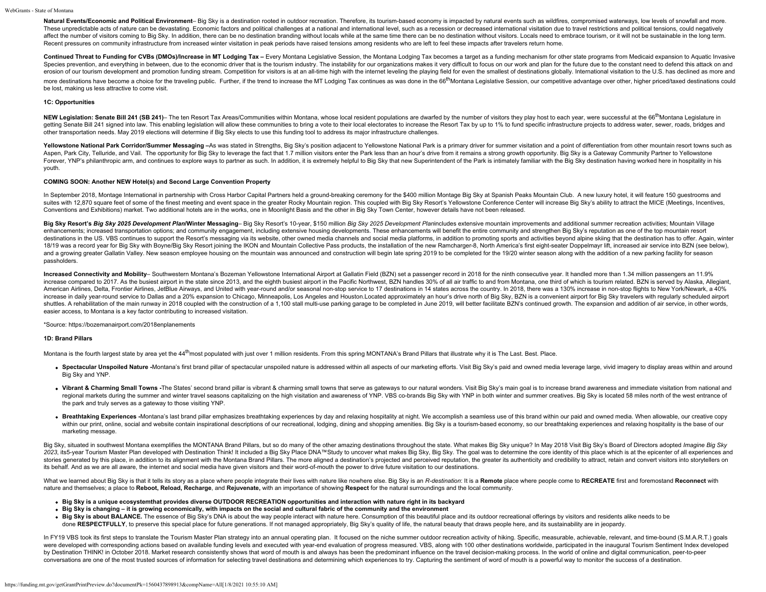**Natural Events/Economic and Political Environment**– Big Sky is a destination rooted in outdoor recreation. Therefore, its tourism-based economy is impacted by natural events such as wildfires, compromised waterways, low levels of snowfall and more. These unpredictable acts of nature can be devastating. Economic factors and political challenges at a national and international level, such as a recession or decreased international visitation due to travel restrictions and political tensions, could negatively affect the number of visitors coming to Big Sky. In addition, there can be no destination branding without locals while at the same time there can be no destination without visitors. Locals need to embrace tourism, or it will not be sustainable in the long term. Recent pressures on community infrastructure from increased winter visitation in peak periods have raised tensions among residents who are left to feel these impacts after travelers return home.

**Continued Threat to Funding for CVBs (DMOs)/Increase in MT Lodging Tax –** Every Montana Legislative Session, the Montana Lodging Tax becomes a target as a funding mechanism for other state programs from Medicaid expansion to Aquatic Invasive Species prevention, and everything in between, due to the economic driver that is the tourism industry. The instability for our organizations makes it very difficult to focus on our work and plan for the future due to the constant need to defend this attack on and erosion of our tourism development and promotion funding stream. Competition for visitors is at an all-time high with the internet leveling the playing field for even the smallest of destinations globally. International visitation to the U.S. has declined as more and more destinations have become a choice for the traveling public. Further, if the trend to increase the MT Lodging Tax continues as was done in the 66th Montana Legislative Session, our competitive advantage over other, higher priced/taxed destinations could be lost, making us less attractive to come visit.

### 1C: Opportunities

**NEW Legislation: Senate Bill 241 (SB 241)**– The ten Resort Tax Areas/Communities within Montana, whose local resident populations are dwarfed by the number of visitors they play host to each year, were successful at the 66th Montana Legislature in getting Senate Bill 241 signed into law. This enabling legislation will allow these communities to bring a vote to their local electorates to increase the Resort Tax by up to 1% to fund specific infrastructure projects to address water, sewer, roads, bridges and other transportation needs. May 2019 elections will determine if Big Sky elects to use this funding tool to address its major infrastructure challenges.

**Yellowstone National Park Corridor/Summer Messaging –**As was stated in Strengths, Big Sky's position adjacent to Yellowstone National Park is a primary driver for summer visitation and a point of differentiation from other mountain resort towns such as Aspen, Park City, Telluride, and Vail. The opportunity for Big Sky to leverage the fact that 1.7 million visitors enter the Park less than an hour's drive from it remains a strong growth opportunity. Big Sky is a Gateway Community Partner to Yellowstone Forever, YNP's philanthropic arm, and continues to explore ways to partner as such. In addition, it is extremely helpful to Big Sky that new Superintendent of the Park is intimately familiar with the Big Sky destination having worked here in hospitality in his youth.

### COMING SOON: Another NEW Hotel(s) and Second Large Convention Property

In September 2018, Montage International in partnership with Cross Harbor Capital Partners held a ground-breaking ceremony for the $400 million Montage Big Sky at Spanish Peaks Mountain Club. A new luxury hotel, it will feature 150 guestrooms and suites with 12,870 square feet of some of the finest meeting and event space in the greater Rocky Mountain region. This coupled with Big Sky Resort's Yellowstone Conference Center will increase Big Sky's ability to attract the MICE (Meetings, Incentives, Conventions and Exhibitions) market. Two additional hotels are in the works, one in Moonlight Basis and the other in Big Sky Town Center, however details have not been released.

**Big Sky Resort's *Big Sky 2025 Development Plan*/Winter Messaging**– Big Sky Resort's 10-year, $150 million *Big Sky 2025 Development Plan*includes extensive mountain improvements and additional summer recreation activities; Mountain Village enhancements; increased transportation options; and community engagement, including extensive housing developments. These enhancements will benefit the entire community and strengthen Big Sky's reputation as one of the top mountain resort destinations in the US. VBS continues to support the Resort's messaging via its website, other owned media channels and social media platforms, in addition to promoting sports and activities beyond alpine skiing that the destination has to offer. Again, winter 18/19 was a record year for Big Sky with Boyne/Big Sky Resort joining the IKON and Mountain Collective Pass products, the installation of the new Ramcharger-8, North America's first eight-seater Doppelmayr lift, increased air service into BZN (see below), and a growing greater Gallatin Valley. New season employee housing on the mountain was announced and construction will begin late spring 2019 to be completed for the 19/20 winter season along with the addition of a new parking facility for season passholders.

**Increased Connectivity and Mobility**– Southwestern Montana's Bozeman Yellowstone International Airport at Gallatin Field (BZN) set a passenger record in 2018 for the ninth consecutive year. It handled more than 1.34 million passengers an 11.9% increase compared to 2017. As the busiest airport in the state since 2013, and the eighth busiest airport in the Pacific Northwest, BZN handles 30% of all air traffic to and from Montana, one third of which is tourism related. BZN is served by Alaska, Allegiant, American Airlines, Delta, Frontier Airlines, JetBlue Airways, and United with year-round and/or seasonal non-stop service to 17 destinations in 14 states across the country. In 2018, there was a 130% increase in non-stop flights to New York/Newark, a 40% increase in daily year-round service to Dallas and a 20% expansion to Chicago, Minneapolis, Los Angeles and Houston.Located approximately an hour's drive north of Big Sky, BZN is a convenient airport for Big Sky travelers with regularly scheduled airport shuttles. A rehabilitation of the main runway in 2018 coupled with the construction of a 1,100 stall multi-use parking garage to be completed in June 2019, will better facilitate BZN's continued growth. The expansion and addition of air service, in other words, easier access, to Montana is a key factor contributing to increased visitation.

*Source: https://bozemanairport.com/2018enplanements

### 1D: Brand Pillars

Montana is the fourth largest state by area yet the 44th most populated with just over 1 million residents. From this spring MONTANA's Brand Pillars that illustrate why it is The Last. Best. Place.

- **Spectacular Unspoiled Nature -**Montana's first brand pillar of spectacular unspoiled nature is addressed within all aspects of our marketing efforts. Visit Big Sky's paid and owned media leverage large, vivid imagery to display areas within and around Big Sky and YNP.
- **Vibrant & Charming Small Towns -**The States' second brand pillar is vibrant & charming small towns that serve as gateways to our natural wonders. Visit Big Sky's main goal is to increase brand awareness and immediate visitation from national and regional markets during the summer and winter travel seasons capitalizing on the high visitation and awareness of YNP. VBS co-brands Big Sky with YNP in both winter and summer creatives. Big Sky is located 58 miles north of the west entrance of the park and truly serves as a gateway to those visiting YNP.
- **Breathtaking Experiences -**Montana's last brand pillar emphasizes breathtaking experiences by day and relaxing hospitality at night. We accomplish a seamless use of this brand within our paid and owned media. When allowable, our creative copy within our print, online, social and website contain inspirational descriptions of our recreational, lodging, dining and shopping amenities. Big Sky is a tourism-based economy, so our breathtaking experiences and relaxing hospitality is the base of our marketing message.

Big Sky, situated in southwest Montana exemplifies the MONTANA Brand Pillars, but so do many of the other amazing destinations throughout the state. What makes Big Sky unique? In May 2018 Visit Big Sky's Board of Directors adopted *Imagine Big Sky 2023*, its5-year Tourism Master Plan developed with Destination Think! It included a Big Sky Place DNA™Study to uncover what makes Big Sky, Big Sky. The goal was to determine the core identity of this place which is at the epicenter of all experiences and stories generated by this place, in addition to its alignment with the Montana Brand Pillars. The more aligned a destination's projected and perceived reputation, the greater its authenticity and credibility to attract, retain and convert visitors into storytellers on its behalf. And as we are all aware, the internet and social media have given visitors and their word-of-mouth the power to drive future visitation to our destinations.

What we learned about Big Sky is that it tells its story as a place where people integrate their lives with nature like nowhere else. Big Sky is an *R-destination*: It is a **Remote** place where people come to **RECREATE** first and foremostand **Reconnect** with nature and themselves; a place to **Reboot, Reload, Recharge**, and **Rejuvenate,** with an importance of showing **Respect** for the natural surroundings and the local community.

- **Big Sky is a unique ecosystemthat provides diverse OUTDOOR RECREATION opportunities and interaction with nature right in its backyard**
- **Big Sky is changing – it is growing economically, with impacts on the social and cultural fabric of the community and the environment**
- **Big Sky is about BALANCE.** The essence of Big Sky's DNA is about the way people interact with nature here. Consumption of this beautiful place and its outdoor recreational offerings by visitors and residents alike needs to be done **RESPECTFULLY**, to preserve this special place for future generations. If not managed appropriately, Big Sky's quality of life, the natural beauty that draws people here, and its sustainability are in jeopardy.

In FY19 VBS took its first steps to translate the Tourism Master Plan strategy into an annual operating plan. It focused on the niche summer outdoor recreation activity of hiking. Specific, measurable, achievable, relevant, and time-bound (S.M.A.R.T.) goals were developed with corresponding actions based on available funding levels and executed with year-end evaluation of progress measured. VBS, along with 100 other destinations worldwide, participated in the inaugural Tourism Sentiment Index developed by Destination THINK! in October 2018. Market research consistently shows that word of mouth is and always has been the predominant influence on the travel decision-making process. In the world of online and digital communication, peer-to-peer conversations are one of the most trusted sources of information for selecting travel destinations and determining which experiences to try. Capturing the sentiment of word of mouth is a powerful way to monitor the success of a destination.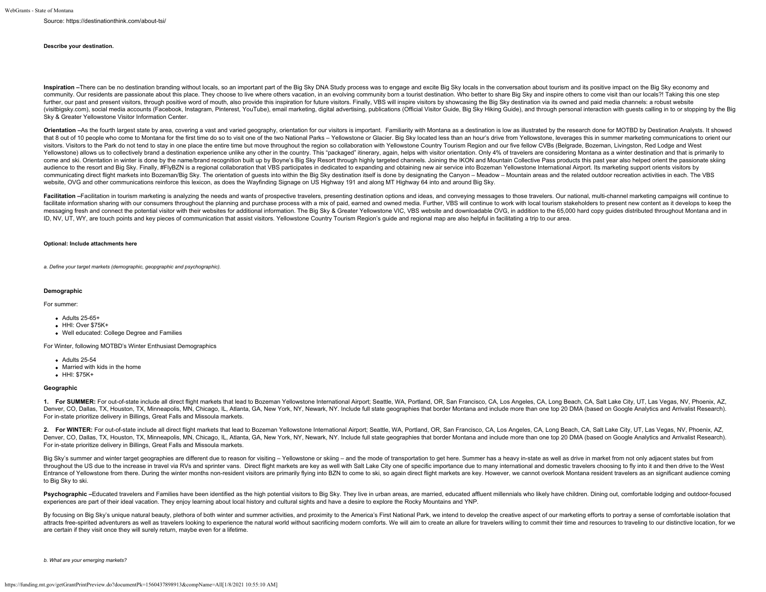Source: https://destinationthink.com/about-tsi/

**Describe your destination.**

**Inspiration –**There can be no destination branding without locals, so an important part of the Big Sky DNA Study process was to engage and excite Big Sky locals in the conversation about tourism and its positive impact on the Big Sky economy and community. Our residents are passionate about this place. They choose to live where others vacation, in an evolving community born a tourist destination. Who better to share Big Sky and inspire others to come visit than our locals?! Taking this one step further, our past and present visitors, through positive word of mouth, also provide this inspiration for future visitors. Finally, VBS will inspire visitors by showcasing the Big Sky destination via its owned and paid media channels: a robust website (visitbigsky.com), social media accounts (Facebook, Instagram, Pinterest, YouTube), email marketing, digital advertising, publications (Official Visitor Guide, Big Sky Hiking Guide), and through personal interaction with guests calling in to or stopping by the Big Sky & Greater Yellowstone Visitor Information Center.

**Orientation –**As the fourth largest state by area, covering a vast and varied geography, orientation for our visitors is important. Familiarity with Montana as a destination is low as illustrated by the research done for MOTBD by Destination Analysts. It showed that 8 out of 10 people who come to Montana for the first time do so to visit one of the two National Parks – Yellowstone or Glacier. Big Sky located less than an hour's drive from Yellowstone, leverages this in summer marketing communications to orient our visitors. Visitors to the Park do not tend to stay in one place the entire time but move throughout the region so collaboration with Yellowstone Country Tourism Region and our five fellow CVBs (Belgrade, Bozeman, Livingston, Red Lodge and West Yellowstone) allows us to collectively brand a destination experience unlike any other in the country. This "packaged" itinerary, again, helps with visitor orientation. Only 4% of travelers are considering Montana as a winter destination and that is primarily to come and ski. Orientation in winter is done by the name/brand recognition built up by Boyne's Big Sky Resort through highly targeted channels. Joining the IKON and Mountain Collective Pass products this past year also helped orient the passionate skiing audience to the resort and Big Sky. Finally, #FlyBZN is a regional collaboration that VBS participates in dedicated to expanding and obtaining new air service into Bozeman Yellowstone International Airport. Its marketing support orients visitors by communicating direct flight markets into Bozeman/Big Sky. The orientation of guests into within the Big Sky destination itself is done by designating the Canyon – Meadow – Mountain areas and the related outdoor recreation activities in each. The VBS website, OVG and other communications reinforce this lexicon, as does the Wayfinding Signage on US Highway 191 and along MT Highway 64 into and around Big Sky.

**Facilitation –**Facilitation in tourism marketing is analyzing the needs and wants of prospective travelers, presenting destination options and ideas, and conveying messages to those travelers. Our national, multi-channel marketing campaigns will continue to facilitate information sharing with our consumers throughout the planning and purchase process with a mix of paid, earned and owned media. Further, VBS will continue to work with local tourism stakeholders to present new content as it develops to keep the messaging fresh and connect the potential visitor with their websites for additional information. The Big Sky & Greater Yellowstone VIC, VBS website and downloadable OVG, in addition to the 65,000 hard copy guides distributed throughout Montana and in ID, NV, UT, WY, are touch points and key pieces of communication that assist visitors. Yellowstone Country Tourism Region's guide and regional map are also helpful in facilitating a trip to our area.

**Optional: Include attachments here**

*a. Define your target markets (demographic, geopgraphic and psychographic).*

**Demographic**

For summer:

- Adults 25-65+
- HHI: Over $75K+
- Well educated: College Degree and Families

For Winter, following MOTBD's Winter Enthusiast Demographics

- Adults 25-54
- Married with kids in the home
- HHI: $75K+

**Geographic**

1. **For SUMMER:** For out-of-state include all direct flight markets that lead to Bozeman Yellowstone International Airport; Seattle, WA, Portland, OR, San Francisco, CA, Los Angeles, CA, Long Beach, CA, Salt Lake City, UT, Las Vegas, NV, Phoenix, AZ, Denver, CO, Dallas, TX, Houston, TX, Minneapolis, MN, Chicago, IL, Atlanta, GA, New York, NY, Newark, NY. Include full state geographies that border Montana and include more than one top 20 DMA (based on Google Analytics and Arrivalist Research). For in-state prioritize delivery in Billings, Great Falls and Missoula markets.

2. **For WINTER:** For out-of-state include all direct flight markets that lead to Bozeman Yellowstone International Airport; Seattle, WA, Portland, OR, San Francisco, CA, Los Angeles, CA, Long Beach, CA, Salt Lake City, UT, Las Vegas, NV, Phoenix, AZ, Denver, CO, Dallas, TX, Houston, TX, Minneapolis, MN, Chicago, IL, Atlanta, GA, New York, NY, Newark, NY. Include full state geographies that border Montana and include more than one top 20 DMA (based on Google Analytics and Arrivalist Research). For in-state prioritize delivery in Billings, Great Falls and Missoula markets.

Big Sky's summer and winter target geographies are different due to reason for visiting – Yellowstone or skiing – and the mode of transportation to get here. Summer has a heavy in-state as well as drive in market from not only adjacent states but from throughout the US due to the increase in travel via RVs and sprinter vans. Direct flight markets are key as well with Salt Lake City one of specific importance due to many international and domestic travelers choosing to fly into it and then drive to the West Entrance of Yellowstone from there. During the winter months non-resident visitors are primarily flying into BZN to come to ski, so again direct flight markets are key. However, we cannot overlook Montana resident travelers as an significant audience coming to Big Sky to ski.

**Psychographic –**Educated travelers and Families have been identified as the high potential visitors to Big Sky. They live in urban areas, are married, educated affluent millennials who likely have children. Dining out, comfortable lodging and outdoor-focused experiences are part of their ideal vacation. They enjoy learning about local history and cultural sights and have a desire to explore the Rocky Mountains and YNP.

By focusing on Big Sky's unique natural beauty, plethora of both winter and summer activities, and proximity to the America's First National Park, we intend to develop the creative aspect of our marketing efforts to portray a sense of comfortable isolation that attracts free-spirited adventurers as well as travelers looking to experience the natural world without sacrificing modern comforts. We will aim to create an allure for travelers willing to commit their time and resources to traveling to our distinctive location, for we are certain if they visit once they will surely return, maybe even for a lifetime.

*b. What are your emerging markets?*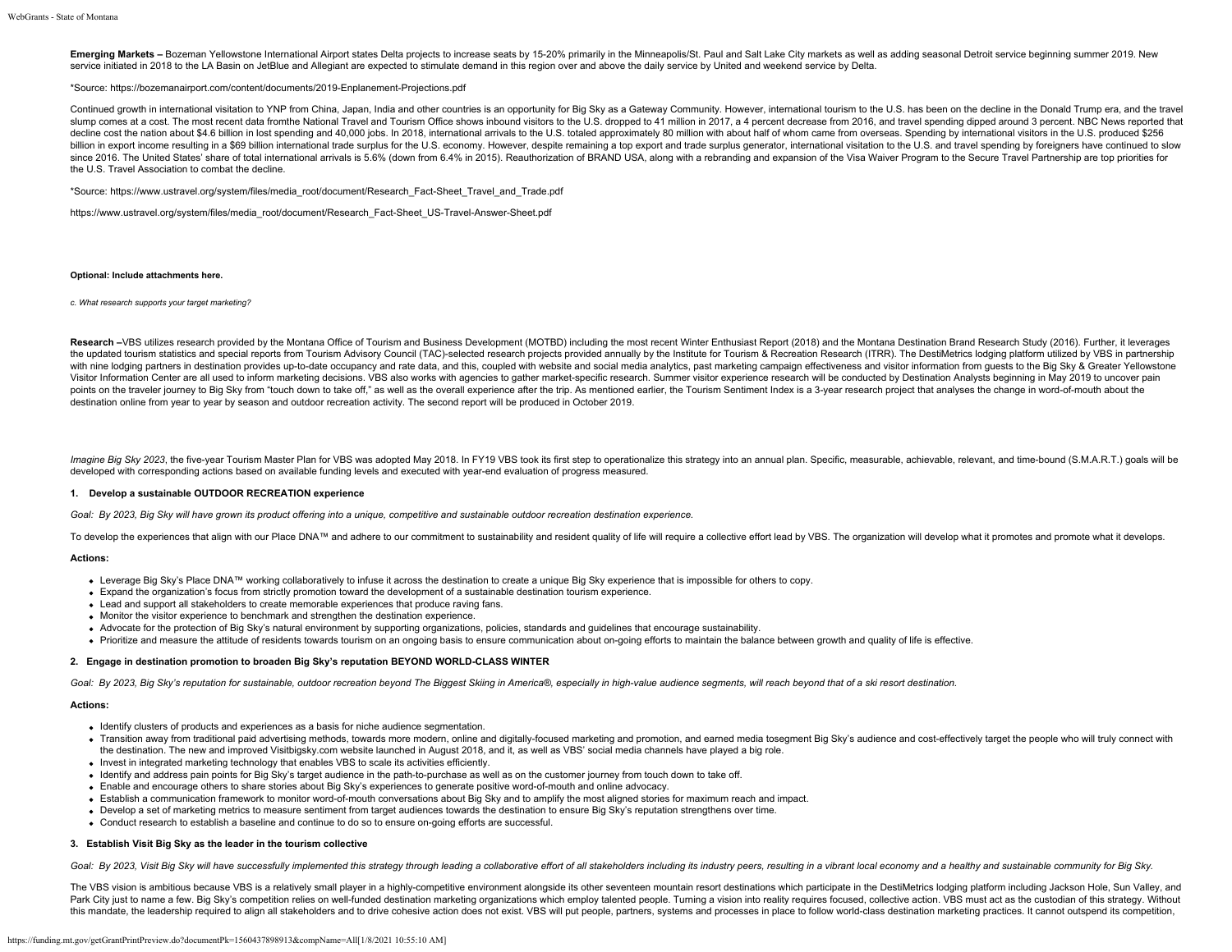**Emerging Markets –** Bozeman Yellowstone International Airport states Delta projects to increase seats by 15-20% primarily in the Minneapolis/St. Paul and Salt Lake City markets as well as adding seasonal Detroit service beginning summer 2019. New service initiated in 2018 to the LA Basin on JetBlue and Allegiant are expected to stimulate demand in this region over and above the daily service by United and weekend service by Delta.

*Source: https://bozemanairport.com/content/documents/2019-Enplanement-Projections.pdf

Continued growth in international visitation to YNP from China, Japan, India and other countries is an opportunity for Big Sky as a Gateway Community. However, international tourism to the U.S. has been on the decline in the Donald Trump era, and the travel slump comes at a cost. The most recent data fromthe National Travel and Tourism Office shows inbound visitors to the U.S. dropped to 41 million in 2017, a 4 percent decrease from 2016, and travel spending dipped around 3 percent. NBC News reported that decline cost the nation about $4.6 billion in lost spending and 40,000 jobs. In 2018, international arrivals to the U.S. totaled approximately 80 million with about half of whom came from overseas. Spending by international visitors in the U.S. produced $256 billion in export income resulting in a $69 billion international trade surplus for the U.S. economy. However, despite remaining a top export and trade surplus generator, international visitation to the U.S. and travel spending by foreigners have continued to slow since 2016. The United States' share of total international arrivals is 5.6% (down from 6.4% in 2015). Reauthorization of BRAND USA, along with a rebranding and expansion of the Visa Waiver Program to the Secure Travel Partnership are top priorities for the U.S. Travel Association to combat the decline.

*Source: https://www.ustravel.org/system/files/media_root/document/Research_Fact-Sheet_Travel_and_Trade.pdf

https://www.ustravel.org/system/files/media_root/document/Research_Fact-Sheet_US-Travel-Answer-Sheet.pdf

**Optional: Include attachments here.**

*c. What research supports your target marketing?*

**Research –**VBS utilizes research provided by the Montana Office of Tourism and Business Development (MOTBD) including the most recent Winter Enthusiast Report (2018) and the Montana Destination Brand Research Study (2016). Further, it leverages the updated tourism statistics and special reports from Tourism Advisory Council (TAC)-selected research projects provided annually by the Institute for Tourism & Recreation Research (ITRR). The DestiMetrics lodging platform utilized by VBS in partnership with nine lodging partners in destination provides up-to-date occupancy and rate data, and this, coupled with website and social media analytics, past marketing campaign effectiveness and visitor information from guests to the Big Sky & Greater Yellowstone Visitor Information Center are all used to inform marketing decisions. VBS also works with agencies to gather market-specific research. Summer visitor experience research will be conducted by Destination Analysts beginning in May 2019 to uncover pain points on the traveler journey to Big Sky from "touch down to take off," as well as the overall experience after the trip. As mentioned earlier, the Tourism Sentiment Index is a 3-year research project that analyses the change in word-of-mouth about the destination online from year to year by season and outdoor recreation activity. The second report will be produced in October 2019.

*Imagine Big Sky 2023*, the five-year Tourism Master Plan for VBS was adopted May 2018. In FY19 VBS took its first step to operationalize this strategy into an annual plan. Specific, measurable, achievable, relevant, and time-bound (S.M.A.R.T.) goals will be developed with corresponding actions based on available funding levels and executed with year-end evaluation of progress measured.

**1. Develop a sustainable OUTDOOR RECREATION experience**

*Goal: By 2023, Big Sky will have grown its product offering into a unique, competitive and sustainable outdoor recreation destination experience.*

To develop the experiences that align with our Place DNA™ and adhere to our commitment to sustainability and resident quality of life will require a collective effort lead by VBS. The organization will develop what it promotes and promote what it develops.

**Actions:**

- Leverage Big Sky's Place DNA™ working collaboratively to infuse it across the destination to create a unique Big Sky experience that is impossible for others to copy.
- Expand the organization's focus from strictly promotion toward the development of a sustainable destination tourism experience.
- Lead and support all stakeholders to create memorable experiences that produce raving fans.
- Monitor the visitor experience to benchmark and strengthen the destination experience.
- Advocate for the protection of Big Sky's natural environment by supporting organizations, policies, standards and guidelines that encourage sustainability.
- Prioritize and measure the attitude of residents towards tourism on an ongoing basis to ensure communication about on-going efforts to maintain the balance between growth and quality of life is effective.

**2. Engage in destination promotion to broaden Big Sky's reputation BEYOND WORLD-CLASS WINTER**

*Goal: By 2023, Big Sky's reputation for sustainable, outdoor recreation beyond The Biggest Skiing in America®, especially in high-value audience segments, will reach beyond that of a ski resort destination.*

**Actions:**

- Identify clusters of products and experiences as a basis for niche audience segmentation.
- Transition away from traditional paid advertising methods, towards more modern, online and digitally-focused marketing and promotion, and earned media tosegment Big Sky's audience and cost-effectively target the people who will truly connect with the destination. The new and improved Visitbigsky.com website launched in August 2018, and it, as well as VBS' social media channels have played a big role.
- Invest in integrated marketing technology that enables VBS to scale its activities efficiently.
- Identify and address pain points for Big Sky's target audience in the path-to-purchase as well as on the customer journey from touch down to take off.
- Enable and encourage others to share stories about Big Sky's experiences to generate positive word-of-mouth and online advocacy.
- Establish a communication framework to monitor word-of-mouth conversations about Big Sky and to amplify the most aligned stories for maximum reach and impact.
- Develop a set of marketing metrics to measure sentiment from target audiences towards the destination to ensure Big Sky's reputation strengthens over time.
- Conduct research to establish a baseline and continue to do so to ensure on-going efforts are successful.

**3. Establish Visit Big Sky as the leader in the tourism collective**

*Goal: By 2023, Visit Big Sky will have successfully implemented this strategy through leading a collaborative effort of all stakeholders including its industry peers, resulting in a vibrant local economy and a healthy and sustainable community for Big Sky.*

The VBS vision is ambitious because VBS is a relatively small player in a highly-competitive environment alongside its other seventeen mountain resort destinations which participate in the DestiMetrics lodging platform including Jackson Hole, Sun Valley, and Park City just to name a few. Big Sky's competition relies on well-funded destination marketing organizations which employ talented people. Turning a vision into reality requires focused, collective action. VBS must act as the custodian of this strategy. Without this mandate, the leadership required to align all stakeholders and to drive cohesive action does not exist. VBS will put people, partners, systems and processes in place to follow world-class destination marketing practices. It cannot outspend its competition,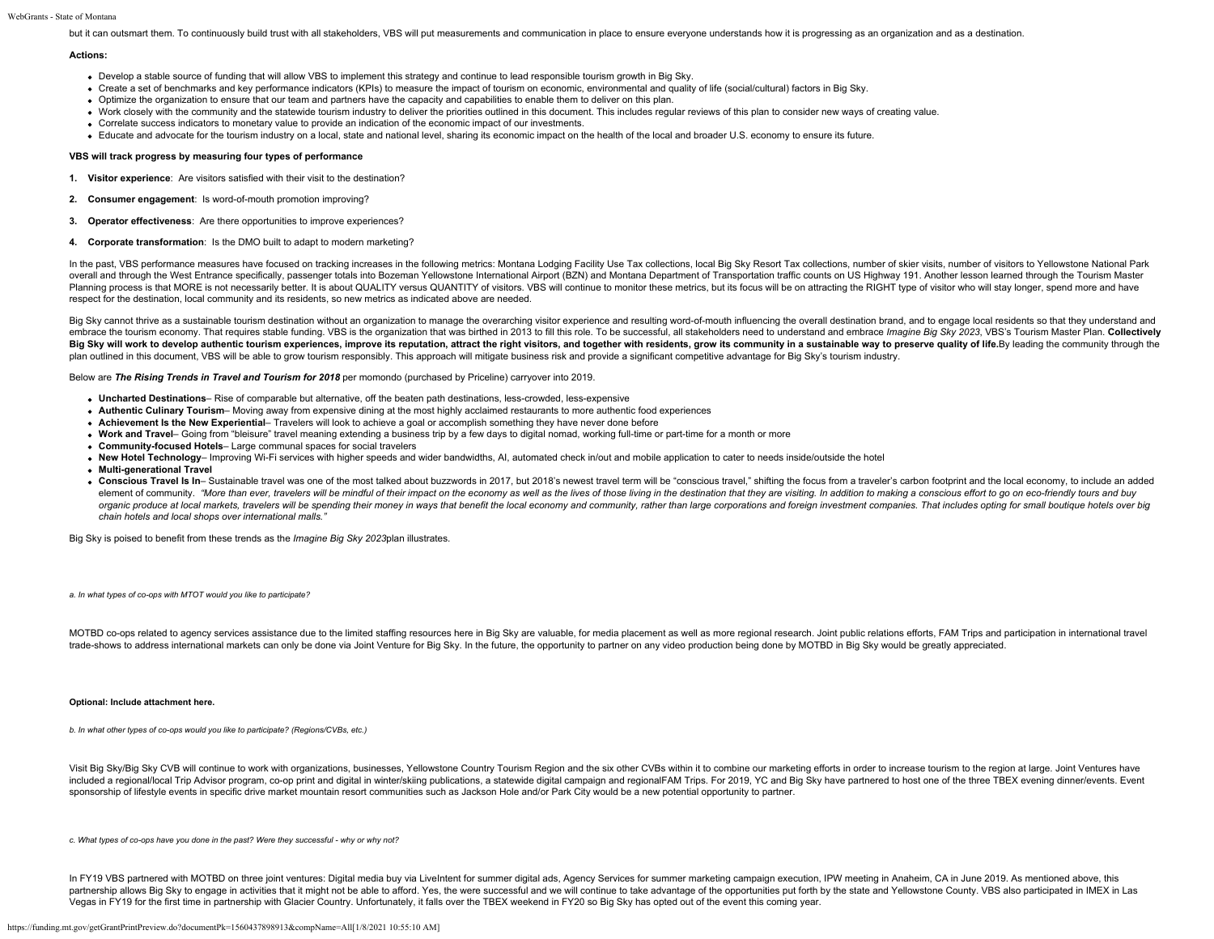but it can outsmart them. To continuously build trust with all stakeholders, VBS will put measurements and communication in place to ensure everyone understands how it is progressing as an organization and as a destination.

**Actions:**

- Develop a stable source of funding that will allow VBS to implement this strategy and continue to lead responsible tourism growth in Big Sky.
- Create a set of benchmarks and key performance indicators (KPIs) to measure the impact of tourism on economic, environmental and quality of life (social/cultural) factors in Big Sky.
- Optimize the organization to ensure that our team and partners have the capacity and capabilities to enable them to deliver on this plan.
- Work closely with the community and the statewide tourism industry to deliver the priorities outlined in this document. This includes regular reviews of this plan to consider new ways of creating value.
- Correlate success indicators to monetary value to provide an indication of the economic impact of our investments.
- Educate and advocate for the tourism industry on a local, state and national level, sharing its economic impact on the health of the local and broader U.S. economy to ensure its future.

**VBS will track progress by measuring four types of performance**

1. **Visitor experience**: Are visitors satisfied with their visit to the destination?
2. **Consumer engagement**: Is word-of-mouth promotion improving?
3. **Operator effectiveness**: Are there opportunities to improve experiences?
4. **Corporate transformation**: Is the DMO built to adapt to modern marketing?

In the past, VBS performance measures have focused on tracking increases in the following metrics: Montana Lodging Facility Use Tax collections, local Big Sky Resort Tax collections, number of skier visits, number of visitors to Yellowstone National Park overall and through the West Entrance specifically, passenger totals into Bozeman Yellowstone International Airport (BZN) and Montana Department of Transportation traffic counts on US Highway 191. Another lesson learned through the Tourism Master Planning process is that MORE is not necessarily better. It is about QUALITY versus QUANTITY of visitors. VBS will continue to monitor these metrics, but its focus will be on attracting the RIGHT type of visitor who will stay longer, spend more and have respect for the destination, local community and its residents, so new metrics as indicated above are needed.

Big Sky cannot thrive as a sustainable tourism destination without an organization to manage the overarching visitor experience and resulting word-of-mouth influencing the overall destination brand, and to engage local residents so that they understand and embrace the tourism economy. That requires stable funding. VBS is the organization that was birthed in 2013 to fill this role. To be successful, all stakeholders need to understand and embrace *Imagine Big Sky 2023*, VBS's Tourism Master Plan. **Collectively Big Sky will work to develop authentic tourism experiences, improve its reputation, attract the right visitors, and together with residents, grow its community in a sustainable way to preserve quality of life.**By leading the community through the plan outlined in this document, VBS will be able to grow tourism responsibly. This approach will mitigate business risk and provide a significant competitive advantage for Big Sky's tourism industry.

Below are ***The Rising Trends in Travel and Tourism for 2018*** per momondo (purchased by Priceline) carryover into 2019.

- **Uncharted Destinations**– Rise of comparable but alternative, off the beaten path destinations, less-crowded, less-expensive
- **Authentic Culinary Tourism**– Moving away from expensive dining at the most highly acclaimed restaurants to more authentic food experiences
- **Achievement Is the New Experiential**– Travelers will look to achieve a goal or accomplish something they have never done before
- **Work and Travel**– Going from "bleisure" travel meaning extending a business trip by a few days to digital nomad, working full-time or part-time for a month or more
- **Community-focused Hotels**– Large communal spaces for social travelers
- **New Hotel Technology**– Improving Wi-Fi services with higher speeds and wider bandwidths, AI, automated check in/out and mobile application to cater to needs inside/outside the hotel
- **Multi-generational Travel**
- **Conscious Travel Is In**– Sustainable travel was one of the most talked about buzzwords in 2017, but 2018's newest travel term will be "conscious travel," shifting the focus from a traveler's carbon footprint and the local economy, to include an added element of community. *"More than ever, travelers will be mindful of their impact on the economy as well as the lives of those living in the destination that they are visiting. In addition to making a conscious effort to go on eco-friendly tours and buy organic produce at local markets, travelers will be spending their money in ways that benefit the local economy and community, rather than large corporations and foreign investment companies. That includes opting for small boutique hotels over big chain hotels and local shops over international malls."*

Big Sky is poised to benefit from these trends as the *Imagine Big Sky 2023*plan illustrates.

*a. In what types of co-ops with MTOT would you like to participate?*

MOTBD co-ops related to agency services assistance due to the limited staffing resources here in Big Sky are valuable, for media placement as well as more regional research. Joint public relations efforts, FAM Trips and participation in international travel trade-shows to address international markets can only be done via Joint Venture for Big Sky. In the future, the opportunity to partner on any video production being done by MOTBD in Big Sky would be greatly appreciated.

**Optional: Include attachment here.**

*b. In what other types of co-ops would you like to participate? (Regions/CVBs, etc.)*

Visit Big Sky/Big Sky CVB will continue to work with organizations, businesses, Yellowstone Country Tourism Region and the six other CVBs within it to combine our marketing efforts in order to increase tourism to the region at large. Joint Ventures have included a regional/local Trip Advisor program, co-op print and digital in winter/skiing publications, a statewide digital campaign and regionalFAM Trips. For 2019, YC and Big Sky have partnered to host one of the three TBEX evening dinner/events. Event sponsorship of lifestyle events in specific drive market mountain resort communities such as Jackson Hole and/or Park City would be a new potential opportunity to partner.

*c. What types of co-ops have you done in the past? Were they successful - why or why not?*

In FY19 VBS partnered with MOTBD on three joint ventures: Digital media buy via LiveIntent for summer digital ads, Agency Services for summer marketing campaign execution, IPW meeting in Anaheim, CA in June 2019. As mentioned above, this partnership allows Big Sky to engage in activities that it might not be able to afford. Yes, the were successful and we will continue to take advantage of the opportunities put forth by the state and Yellowstone County. VBS also participated in IMEX in Las Vegas in FY19 for the first time in partnership with Glacier Country. Unfortunately, it falls over the TBEX weekend in FY20 so Big Sky has opted out of the event this coming year.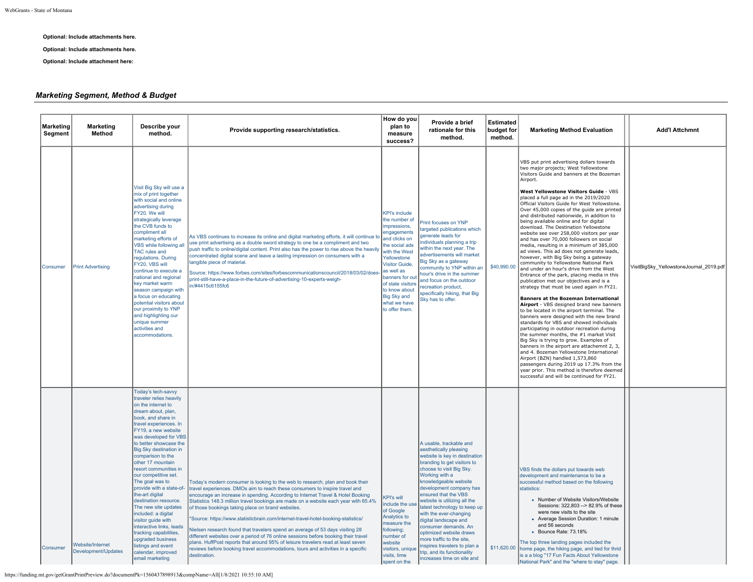**Optional: Include attachments here.**

**Optional: Include attachments here.**

**Optional: Include attachment here:**

## *Marketing Segment, Method & Budget*

| Marketing Segment | Marketing Method | Describe your method. | Provide supporting research/statistics. | How do you plan to measure success? | Provide a brief rationale for this method. | Estimated budget for method. | Marketing Method Evaluation | Add'l Attchmnt |
|---|---|---|---|---|---|---|---|---|
| Consumer | Print Advertising | Visit Big Sky will use a mix of print together with social and online advertising during FY20. We will strategically leverage the CVB funds to compliment all marketing efforts of VBS while following all TAC rules and regulations. During FY20, VBS will continue to execute a national and regional key market warm season campaign with a focus on educating potential visitors about our proximity to YNP and highlighting our unique summer activities and accommodations. | As VBS continues to increase its online and digital marketing efforts, it will continue to use print advertising as a double sword strategy to one be a compliment and two push traffic to online/digital content. Print also has the power to rise above the heavily concentrated digital scene and leave a lasting impression on consumers with a tangible piece of material.<br><br>Source: https://www.forbes.com/sites/forbescommunicationscouncil/2018/03/02/does-print-still-have-a-place-in-the-future-of-advertising-10-experts-weigh-in/#4415c6155fc6 | KPI's include the number of impressions, engagements and clicks on the social ads with the West Yellowstone Visitor Guide, as well as banners for out of state visitors to know about Big Sky and what we have to offer them. | Print focuses on YNP targeted publications which generate leads for individuals planning a trip within the next year. The advertisements will market Big Sky as a gateway community to YNP within an hour's drive in the summer and focus on the outdoor recreation product, specifically hiking, that Big Sky has to offer. | $40,990.00 | VBS put print advertising dollars towards two major projects; West Yellowstone Visitors Guide and banners at the Bozeman Airport.<br><br>**West Yellowstone Visitors Guide** - VBS placed a full page ad in the 2019/2020 Official Visitors Guide for West Yellowstone. Over 45,000 copies of the guide are printed and distributed nationwide, in addition to being available online and for digital download. The Destination Yellowstone website see over 258,000 visitors per year and has over 70,000 followers on social media, resulting in a minimum of 385,000 ad views. This ad does not generate leads, however, with Big Sky being a gateway community to Yellowstone National Park and under an hour's drive from the West Entrance of the park, placing media in this publication met our objectives and is a strategy that must be used again in FY21.<br><br>**Banners at the Bozeman International Airport** - VBS designed brand new banners to be located in the airport terminal. The banners were designed with the new brand standards for VBS and showed individuals participating in outdoor recreation during the summer months, the #1 market Visit Big Sky is trying to grow. Examples of banners in the airport are attachemnt 2, 3, and 4. Bozeman Yellowstone International Airport (BZN) handled 1,573,860 passengers during 2019 up 17.3% from the year prior. This method is therefore deemed successful and will be continued for FY21. | VisitBigSky_YellowstoneJournal_2019.pdf |
| Consumer | Website/Internet Development/Updates | Today's tech-savvy traveler relies heavily on the internet to dream about, plan, book, and share in travel experiences. In FY19, a new website was developed for VBS to better showcase the Big Sky destination in comparison to the other 17 mountain resort communities in our competitive set. The goal was to provide with a state-of-the-art digital destination resource. The new site updates included: a digital visitor guide with interactive links, leads tracking capabilities, upgraded business listings and event calendar, improved email marketing | Today's modern consumer is looking to the web to research, plan and book their travel experiences. DMOs aim to reach these consumers to inspire travel and encourage an increase in spending. According to Internet Travel & Hotel Booking Statistics 148.3 million travel bookings are made on a website each year with 65.4% of those bookings taking place on brand websites.<br><br>*Source: https://www.statisticbrain.com/internet-travel-hotel-booking-statistics/<br><br>Nielsen research found that travelers spend an average of 53 days visiting 28 different websites over a period of 76 online sessions before booking their travel plans. HuffPost reports that around 95% of leisure travelers read at least seven reviews before booking travel accommodations, tours and activities in a specific destination. | KPI's will include the use of Google Analytics to measure the following; number of website visitors, unique visits, time spent on the | A usable, trackable and aesthetically pleasing website is key in destination branding to get visitors to choose to visit Big Sky. Working with a knowledgeable website development company has ensured that the VBS website is utilizing all the latest technology to keep up with the ever-changing digital landscape and consumer demands. An optimized website draws more traffic to the site, inspires travelers to plan a trip, and its functionality increases time on site and | $11,620.00 | VBS finds the dollars put towards web development and maintenance to be a successful method based on the following statistics:<br><br>• Number of Website Visitors/Website Sessions: 322,803 --> 82.9% of these were new visits to the site<br>• Average Session Duration: 1 minute and 56 seconds<br>• Bounce Rate: 73.18%<br><br>The top three landing pages included the home page, the hiking page, and tied for thrid is a a blog "17 Fun Facts About Yellowstone National Park" and the "where to stay" page. | |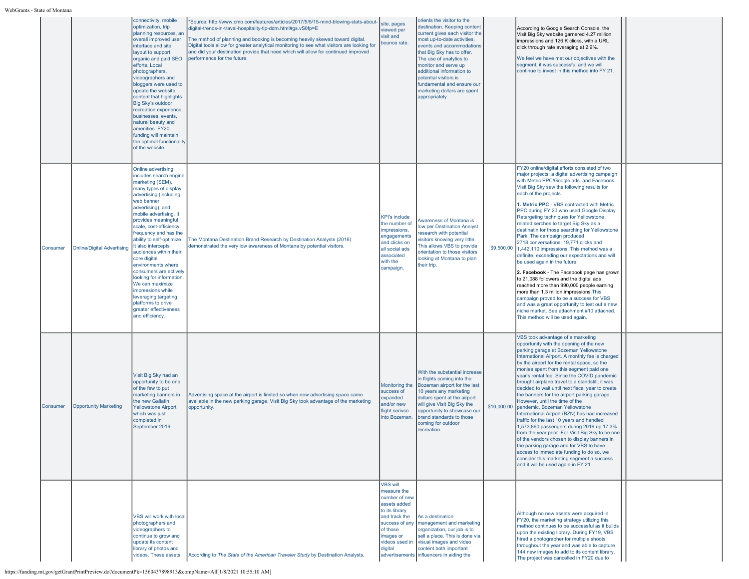| | | | | | | | | | |
|---|---|---|---|---|---|---|---|---|---|
| | | connectivity, mobile optimization, trip planning resources, an overall improved user interface and site layout to support organic and paid SEO efforts. Local photographers, videographers and bloggers were used to update the website content that highlights Big Sky's outdoor recreation experience, businesses, events, natural beauty and amenities. FY20 funding will maintain the optimal functionality of the website. | *Source: http://www.cmo.com/features/articles/2017/5/5/15-mind-blowing-stats-about-digital-trends-in-travel-hospitality-tlp-ddm.html#gs.vS0fp=E<br><br>The method of planning and booking is becoming heavily skewed toward digital. Digital tools allow for greater analytical monitoring to see what visitors are looking for and did your destination provide that need which will allow for continued improved performance for the future. | site, pages viewed per visit and bounce rate. | orients the visitor to the destination. Keeping content current gives each visitor the most up-to-date activities, events and accommodations that Big Sky has to offer. The use of analytics to monitor and serve up additional information to potential visitors is fundamental and ensure our marketing dollars are spent appropriately. | | According to Google Search Console, the Visit Big Sky website garnered 4.27 million impressions and 126 K clicks, with a URL click through rate averaging at 2.9%.<br><br>We feel we have met our objectives with the segment, it was successful and we will continue to invest in this method into FY 21. | |
| Consumer | Online/Digital Advertising | Online advertising includes search engine marketing (SEM), many types of display advertising (including web banner advertising), and mobile advertising. It provides meaningful scale, cost-efficiency, frequency and has the ability to self-optimize. It also intercepts audiences within their core digital environments where consumers are actively looking for information. We can maximize impressions while leveraging targeting platforms to drive greater effectiveness and efficiency. | The Montana Destination Brand Research by Destination Analysts (2016) demonstrated the very low awareness of Montana by potential visitors. | KPI's include the number of impressions, engagements and clicks on all social ads associated with the campaign. | Awareness of Montana is low per Destination Analyst research with potential visitors knowing very little. This allows VBS to provide orientation to those visitors looking at Montana to plan their trip. | $9,500.00 | FY20 online/digital efforts consisted of two major projects; a digital advertising campaign with Metric PPC/Google ads. and Facebook. Visit Big Sky saw the following results for each of the projects.<br><br>**1. Metric PPC** - VBS contracted with Metric PPC during FY 20 who used Google Display Retargeting techniques for Yellowstone related serches to target Big Sky as a destinatin for those searching for Yellowstone Park. The campaign produced 2718 conversations, 19,771 clicks and 1,442,110 impressions. This method was a definite, exceeding our expectations and will be used again in the future.<br><br>**2. Facebook** - The Facebook page has grown to 21,088 followers and the digital ads reached more than 990,000 people earning more than 1.3 milion impressions.This campaign proved to be a success for VBS and was a great opportunity to test out a new niche market. See attachment #10 attached. This method will be used again. | |
| Consumer | Opportunity Marketing | Visit Big Sky had an opportunity to be one of the few to put marketing banners in the new Gallatin Yellowstone Airport which was just completed in September 2019. | Advertising space at the airport is limited so when new advertising space came available in the new parking garage, Visit Big Sky took advantage of the marketing opportunity. | Monitoring the success of expanded and/or new flight serivce into Bozeman. | With the substantial increase in flights coming into the Bozeman airport for the last 10 years any marketing dollars spent at the airport will give Visit Big Sky the opportunity to showcase our brand standards to those coming for outdoor recreation. | $10,000.00 | VBS took advantage of a marketing opportunity with the opening of the new parking garage at Bozeman Yellowstone International Airport. A monthly fee is charged by the airport for the rental space, so the monies spent from this segment paid one year's rental fee. Since the COVID pandemic brought airplane travel to a standstill, it was decided to wait until next fiscal year to create the banners for the airport parking garage. However, until the time of the pandemic, Bozeman Yellowstone International Airport (BZN) has had increased traffic for the last 10 years and handled 1,573,860 passengers during 2019 up 17.3% from the year prior. For Visit Big Sky to be one of the vendors chosen to display banners in the parking garage and for VBS to have access to immediate funding to do so, we consider this marketing segment a success and it will be used again in FY 21. | |
| | | VBS will work with local photographers and videographers to continue to grow and update its content library of photos and videos. These assets | According to *The State of the American Traveler Study* by Destination Analysts, | VBS will measure the number of new assets added to its library and track the success of any of those images or videos used in digital advertisements | As a destination management and marketing organization, our job is to sell a place. This is done via visual images and video content both important influencers in aiding the | | Although no new assets were acquired in FY20, the marketing strategy utilizing this method continues to be successful as it builds upon the existing library. During FY19, VBS hired a photographer for multiple shoots throughout the year and was able to capture 144 new images to add to its content library. The project was cancelled in FY20 due to | |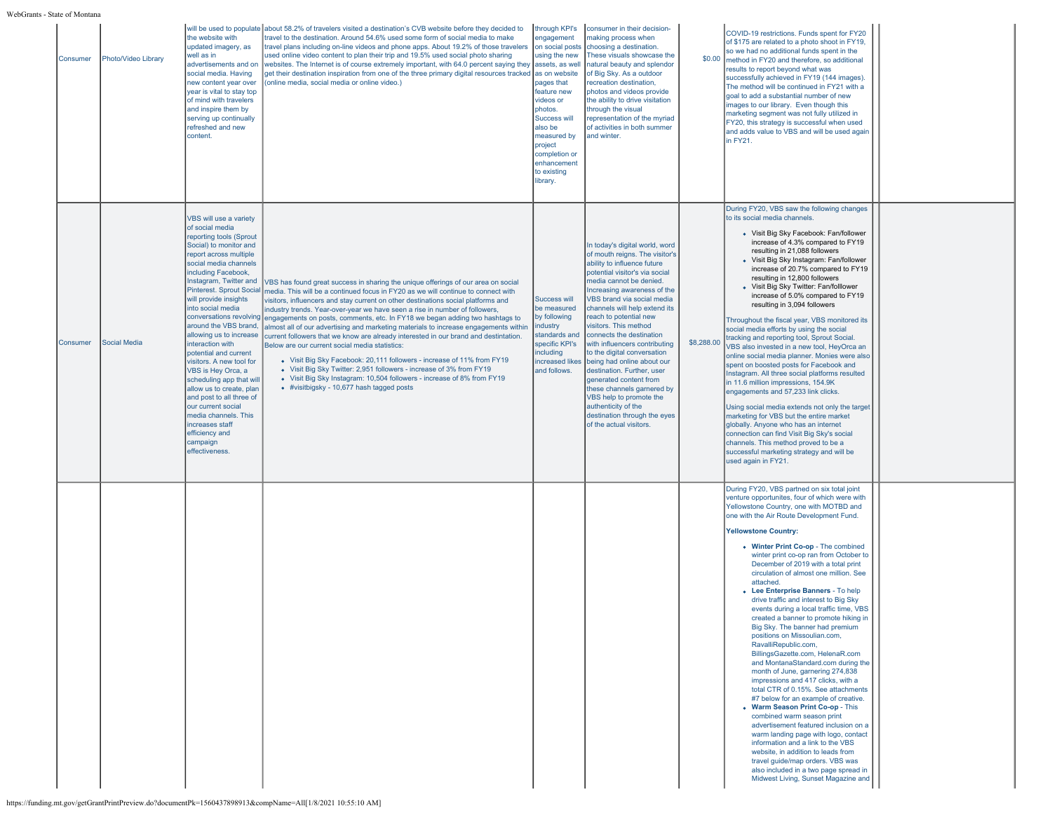| | | | | | | | | |
|---|---|---|---|---|---|---|---|---|
| Consumer | Photo/Video Library | will be used to populate the website with updated imagery, as well as in advertisements and on social media. Having new content year over year is vital to stay top of mind with travelers and inspire them by serving up continually refreshed and new content. | about 58.2% of travelers visited a destination's CVB website before they decided to travel to the destination. Around 54.6% used some form of social media to make travel plans including on-line videos and phone apps. About 19.2% of those travelers used online video content to plan their trip and 19.5% used social photo sharing websites. The Internet is of course extremely important, with 64.0 percent saying they get their destination inspiration from one of the three primary digital resources tracked (online media, social media or online video.) | through KPI's engagement on social posts using the new assets, as well as on website pages that feature new videos or photos. Success will also be measured by project completion or enhancement to existing library. | consumer in their decision-making process when choosing a destination. These visuals showcase the natural beauty and splendor of Big Sky. As a outdoor recreation destination, photos and videos provide the ability to drive visitation through the visual representation of the myriad of activities in both summer and winter. | $0.00 | COVID-19 restrictions. Funds spent for FY20 of $175 are related to a photo shoot in FY19, so we had no additional funds spent in the method in FY20 and therefore, so additional results to report beyond what was successfully achieved in FY19 (144 images). The method will be continued in FY21 with a goal to add a substantial number of new images to our library. Even though this marketing segment was not fully utilized in FY20, this strategy is successful when used and adds value to VBS and will be used again in FY21. | |
| Consumer | Social Media | VBS will use a variety of social media reporting tools (Sprout Social) to monitor and report across multiple social media channels including Facebook, Instagram, Twitter and Pinterest. Sprout Social will provide insights into social media conversations revolving around the VBS brand, allowing us to increase interaction with potential and current visitors. A new tool for VBS is Hey Orca, a scheduling app that will allow us to create, plan and post to all three of our current social media channels. This increases staff efficiency and campaign effectiveness. | VBS has found great success in sharing the unique offerings of our area on social media. This will be a continued focus in FY20 as we will continue to connect with visitors, influencers and stay current on other destinations social platforms and industry trends. Year-over-year we have seen a rise in number of followers, engagements on posts, comments, etc. In FY18 we began adding two hashtags to almost all of our advertising and marketing materials to increase engagements within current followers that we know are already interested in our brand and destintation. Below are our current social media statistics:<br>• Visit Big Sky Facebook: 20,111 followers - increase of 11% from FY19<br>• Visit Big Sky Twitter: 2,951 followers - increase of 3% from FY19<br>• Visit Big Sky Instagram: 10,504 followers - increase of 8% from FY19<br>• #visitbigsky - 10,677 hash tagged posts | Success will be measured by following industry standards and specific KPI's including increased likes and follows. | In today's digital world, word of mouth reigns. The visitor's ability to influence future potential visitor's via social media cannot be denied. Increasing awareness of the VBS brand via social media channels will help extend its reach to potential new visitors. This method connects the destination with influencers contributing to the digital conversation being had online about our destination. Further, user generated content from these channels garnered by VBS help to promote the authenticity of the destination through the eyes of the actual visitors. | $8,288.00 | During FY20, VBS saw the following changes to its social media channels.<br>• Visit Big Sky Facebook: Fan/follower increase of 4.3% compared to FY19 resulting in 21,088 followers<br>• Visit Big Sky Instagram: Fan/follower increase of 20.7% compared to FY19 resulting in 12,800 followers<br>• Visit Big Sky Twitter: Fan/folllower increase of 5.0% compared to FY19 resulting in 3,094 followers<br><br>Throughout the fiscal year, VBS monitored its social media efforts by using the social tracking and reporting tool, Sprout Social. VBS also invested in a new tool, HeyOrca an online social media planner. Monies were also spent on boosted posts for Facebook and Instagram. All three social platforms resulted in 11.6 million impressions, 154.9K engagements and 57,233 link clicks.<br><br>Using social media extends not only the target marketing for VBS but the entire market globally. Anyone who has an internet connection can find Visit Big Sky's social channels. This method proved to be a successful marketing strategy and will be used again in FY21. | |
| | | | | | | | During FY20, VBS partned on six total joint venture opportunites, four of which were with Yellowstone Country, one with MOTBD and one with the Air Route Development Fund.<br><br>**Yellowstone Country:**<br>• **Winter Print Co-op** - The combined winter print co-op ran from October to December of 2019 with a total print circulation of almost one million. See attached.<br>• **Lee Enterprise Banners** - To help drive traffic and interest to Big Sky events during a local traffic time, VBS created a banner to promote hiking in Big Sky. The banner had premium positions on Missoulian.com, RavalliRepublic.com, BillingsGazette.com, HelenaR.com and MontanaStandard.com during the month of June, garnering 274,838 impressions and 417 clicks, with a total CTR of 0.15%. See attachments #7 below for an example of creative.<br>• **Warm Season Print Co-op** - This combined warm season print advertisement featured inclusion on a warm landing page with logo, contact information and a link to the VBS website, in addition to leads from travel guide/map orders. VBS was also included in a two page spread in Midwest Living, Sunset Magazine and | |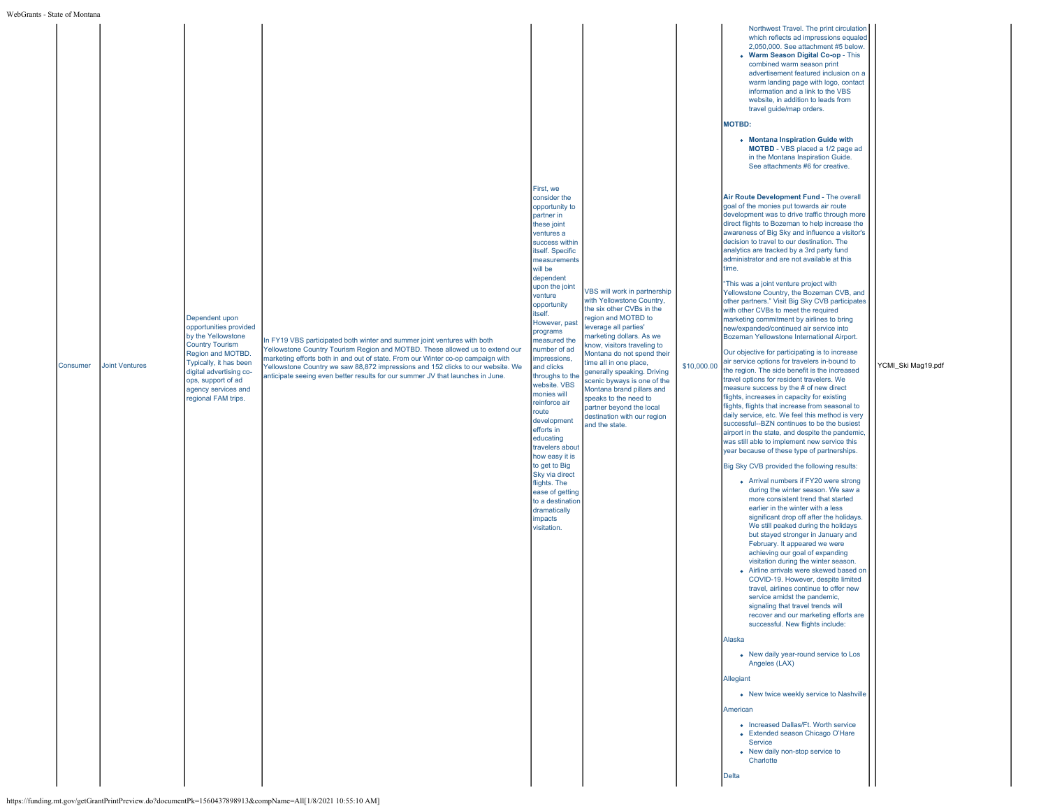| | | | | | | | | |
|---|---|---|---|---|---|---|---|---|
| | | | | | | | Northwest Travel. The print circulation which reflects ad impressions equaled 2,050,000. See attachment #5 below.<br>• **Warm Season Digital Co-op** - This combined warm season print advertisement featured inclusion on a warm landing page with logo, contact information and a link to the VBS website, in addition to leads from travel guide/map orders.<br><br>**MOTBD:**<br><br>• **Montana Inspiration Guide with MOTBD** - VBS placed a 1/2 page ad in the Montana Inspiration Guide. See attachments #6 for creative. | |
| Consumer | Joint Ventures | Dependent upon opportunities provided by the Yellowstone Country Tourism Region and MOTBD. Typically, it has been digital advertising co-ops, support of ad agency services and regional FAM trips. | In FY19 VBS participated both winter and summer joint ventures with both Yellowstone Country Tourism Region and MOTBD. These allowed us to extend our marketing efforts both in and out of state. From our Winter co-op campaign with Yellowstone Country we saw 88,872 impressions and 152 clicks to our website. We anticipate seeing even better results for our summer JV that launches in June. | First, we consider the opportunity to partner in these joint ventures a success within itself. Specific measurements will be dependent upon the joint venture opportunity itself. However, past programs measured the number of ad impressions, and clicks throughs to the website. VBS monies will reinforce air route development efforts in educating travelers about how easy it is to get to Big Sky via direct flights. The ease of getting to a destination dramatically impacts visitation. | VBS will work in partnership with Yellowstone Country, the six other CVBs in the region and MOTBD to leverage all parties' marketing dollars. As we know, visitors traveling to Montana do not spend their time all in one place, generally speaking. Driving scenic byways is one of the Montana brand pillars and speaks to the need to partner beyond the local destination with our region and the state. | $10,000.00 | **Air Route Development Fund** - The overall goal of the monies put towards air route development was to drive traffic through more direct flights to Bozeman to help increase the awareness of Big Sky and influence a visitor's decision to travel to our destination. The analytics are tracked by a 3rd party fund administrator and are not available at this time.<br><br>"This was a joint venture project with Yellowstone Country, the Bozeman CVB, and other partners." Visit Big Sky CVB participates with other CVBs to meet the required marketing commitment by airlines to bring new/expanded/continued air service into Bozeman Yellowstone International Airport.<br><br>Our objective for participating is to increase air service options for travelers in-bound to the region. The side benefit is the increased travel options for resident travelers. We measure success by the # of new direct flights, increases in capacity for existing flights, flights that increase from seasonal to daily service, etc. We feel this method is very successful--BZN continues to be the busiest airport in the state, and despite the pandemic, was still able to implement new service this year because of these type of partnerships.<br><br>Big Sky CVB provided the following results:<br><br>• Arrival numbers if FY20 were strong during the winter season. We saw a more consistent trend that started earlier in the winter with a less significant drop off after the holidays. We still peaked during the holidays but stayed stronger in January and February. It appeared we were achieving our goal of expanding visitation during the winter season.<br>• Airline arrivals were skewed based on COVID-19. However, despite limited travel, airlines continue to offer new service amidst the pandemic, signaling that travel trends will recover and our marketing efforts are successful. New flights include:<br><br>Alaska<br><br>• New daily year-round service to Los Angeles (LAX)<br><br>Allegiant<br><br>• New twice weekly service to Nashville<br><br>American<br><br>• Increased Dallas/Ft. Worth service<br>• Extended season Chicago O'Hare Service<br>• New daily non-stop service to Charlotte<br><br>Delta | YCMI_Ski Mag19.pdf |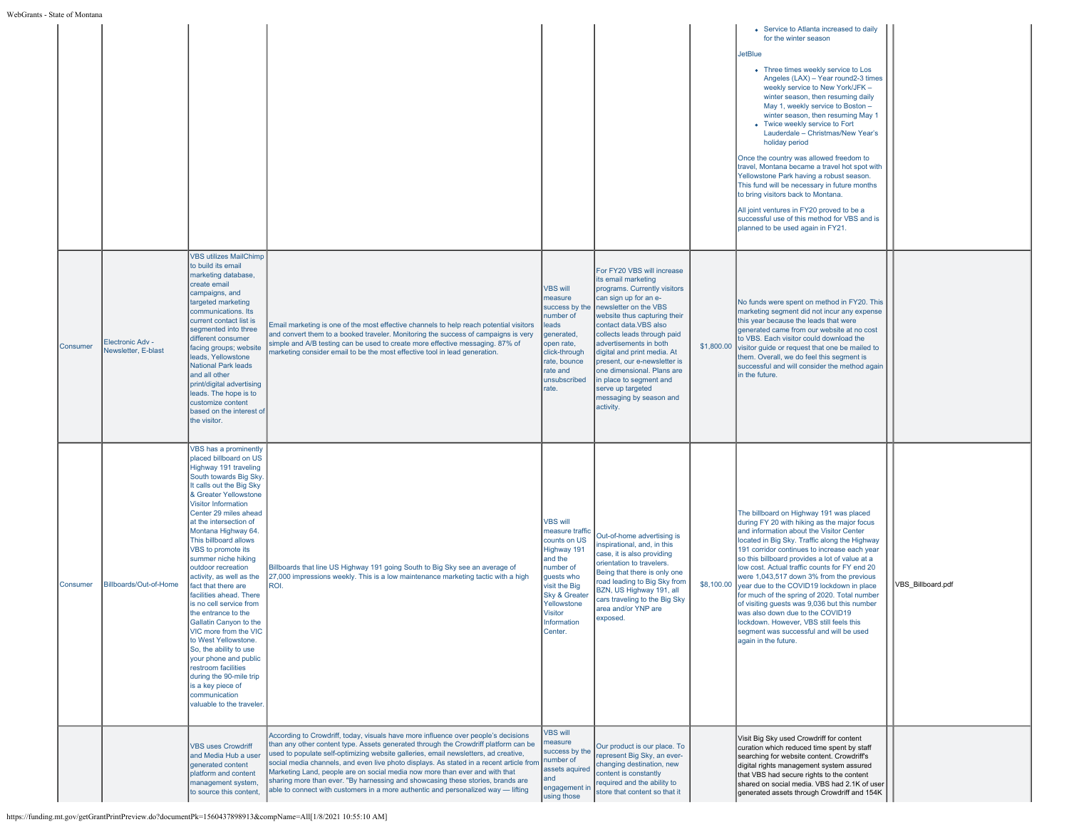| | | | | | | | | | |
|---|---|---|---|---|---|---|---|---|---|
| | | | | | | | • Service to Atlanta increased to daily for the winter season<br><br>JetBlue<br><br>• Three times weekly service to Los Angeles (LAX) – Year round2-3 times weekly service to New York/JFK – winter season, then resuming daily May 1, weekly service to Boston – winter season, then resuming May 1<br>• Twice weekly service to Fort Lauderdale – Christmas/New Year's holiday period<br><br>Once the country was allowed freedom to travel, Montana became a travel hot spot with Yellowstone Park having a robust season. This fund will be necessary in future months to bring visitors back to Montana.<br><br>All joint ventures in FY20 proved to be a successful use of this method for VBS and is planned to be used again in FY21. | | |
| Consumer | Electronic Adv - Newsletter, E-blast | VBS utilizes MailChimp to build its email marketing database, create email campaigns, and targeted marketing communications. Its current contact list is segmented into three different consumer facing groups; website leads, Yellowstone National Park leads and all other print/digital advertising leads. The hope is to customize content based on the interest of the visitor. | Email marketing is one of the most effective channels to help reach potential visitors and convert them to a booked traveler. Monitoring the success of campaigns is very simple and A/B testing can be used to create more effective messaging. 87% of marketing consider email to be the most effective tool in lead generation. | VBS will measure success by the number of leads generated, open rate, click-through rate, bounce rate and unsubscribed rate. | For FY20 VBS will increase its email marketing programs. Currently visitors can sign up for an e-newsletter on the VBS website thus capturing their contact data.VBS also collects leads through paid advertisements in both digital and print media. At present, our e-newsletter is one dimensional. Plans are in place to segment and serve up targeted messaging by season and activity. | $1,800.00 | No funds were spent on method in FY20. This marketing segment did not incur any expense this year because the leads that were generated came from our website at no cost to VBS. Each visitor could download the visitor guide or request that one be mailed to them. Overall, we do feel this segment is successful and will consider the method again in the future. | | |
| Consumer | Billboards/Out-of-Home | VBS has a prominently placed billboard on US Highway 191 traveling South towards Big Sky. It calls out the Big Sky & Greater Yellowstone Visitor Information Center 29 miles ahead at the intersection of Montana Highway 64. This billboard allows VBS to promote its summer niche hiking outdoor recreation activity, as well as the fact that there are facilities ahead. There is no cell service from the entrance to the Gallatin Canyon to the VIC more from the VIC to West Yellowstone. So, the ability to use your phone and public restroom facilities during the 90-mile trip is a key piece of communication valuable to the traveler. | Billboards that line US Highway 191 going South to Big Sky see an average of 27,000 impressions weekly. This is a low maintenance marketing tactic with a high ROI. | VBS will measure traffic counts on US Highway 191 and the number of guests who visit the Big Sky & Greater Yellowstone Visitor Information Center. | Out-of-home advertising is inspirational, and, in this case, it is also providing orientation to travelers. Being that there is only one road leading to Big Sky from BZN, US Highway 191, all cars traveling to the Big Sky area and/or YNP are exposed. | $8,100.00 | The billboard on Highway 191 was placed during FY 20 with hiking as the major focus and information about the Visitor Center located in Big Sky. Traffic along the Highway 191 corridor continues to increase each year so this billboard provides a lot of value at a low cost. Actual traffic counts for FY end 20 were 1,043,517 down 3% from the previous year due to the COVID19 lockdown in place for much of the spring of 2020. Total number of visiting guests was 9,036 but this number was also down due to the COVID19 lockdown. However, VBS still feels this segment was successful and will be used again in the future. | | VBS_Billboard.pdf |
| | | VBS uses Crowdriff and Media Hub a user generated content platform and content management system, to source this content, | According to Crowdriff, today, visuals have more influence over people's decisions than any other content type. Assets generated through the Crowdriff platform can be used to populate self-optimizing website galleries, email newsletters, ad creative, social media channels, and even live photo displays. As stated in a recent article from Marketing Land, people are on social media now more than ever and with that sharing more than ever. "By harnessing and showcasing these stories, brands are able to connect with customers in a more authentic and personalized way — lifting | VBS will measure success by the number of assets aquired and engagement in using those | Our product is our place. To represent Big Sky, an ever-changing destination, new content is constantly required and the ability to store that content so that it | | Visit Big Sky used Crowdriff for content curation which reduced time spent by staff searching for website content. Crowdriff's digital rights management system assured that VBS had secure rights to the content shared on social media. VBS had 2.1K of user generated assets through Crowdriff and 154K | | |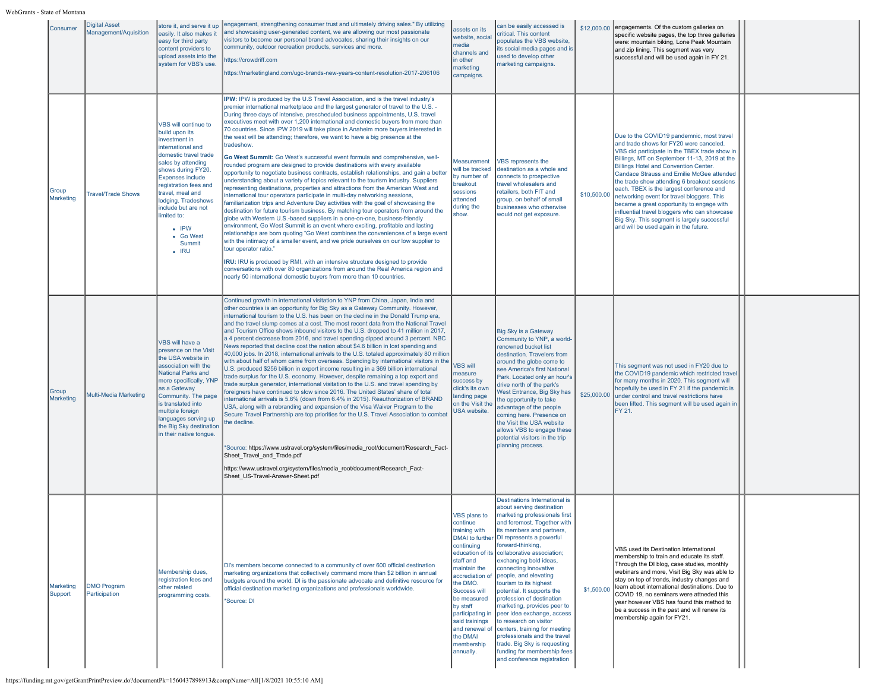| | | | | | | | | | |
|---|---|---|---|---|---|---|---|---|---|
| Consumer | Digital Asset Management/Aquisition | store it, and serve it up easily. It also makes it easy for third party content providers to upload assets into the system for VBS's use. | engagement, strengthening consumer trust and ultimately driving sales." By utilizing and showcasing user-generated content, we are allowing our most passionate visitors to become our personal brand advocates, sharing their insights on our community, outdoor recreation products, services and more.<br><br>https://crowdriff.com<br><br>https://marketingland.com/ugc-brands-new-years-content-resolution-2017-206106 | assets on its website, social media channels and in other marketing campaigns. | can be easily accessed is critical. This content populates the VBS website, its social media pages and is used to develop other marketing campaigns. | $12,000.00 | engagements. Of the custom galleries on specific website pages, the top three galleries were: mountain biking, Lone Peak Mountain and zip lining. This segment was very successful and will be used again in FY 21. | | |
| Group Marketing | Travel/Trade Shows | VBS will continue to build upon its investment in international and domestic travel trade sales by attending shows during FY20. Expenses include registration fees and travel, meal and lodging. Tradeshows include but are not limited to:<br>• IPW<br>• Go West Summit<br>• IRU | **IPW:** IPW is produced by the U.S Travel Association, and is the travel industry's premier international marketplace and the largest generator of travel to the U.S. - During three days of intensive, prescheduled business appointments, U.S. travel executives meet with over 1,200 international and domestic buyers from more than 70 countries. Since IPW 2019 will take place in Anaheim more buyers interested in the west will be attending; therefore, we want to have a big presence at the tradeshow.<br><br>**Go West Summit:** Go West's successful event formula and comprehensive, well-rounded program are designed to provide destinations with every available opportunity to negotiate business contracts, establish relationships, and gain a better understanding about a variety of topics relevant to the tourism industry. Suppliers representing destinations, properties and attractions from the American West and international tour operators participate in multi-day networking sessions, familiarization trips and Adventure Day activities with the goal of showcasing the destination for future tourism business. By matching tour operators from around the globe with Western U.S.-based suppliers in a one-on-one, business-friendly environment, Go West Summit is an event where exciting, profitable and lasting relationships are born quoting "Go West combines the conveniences of a large event with the intimacy of a smaller event, and we pride ourselves on our low supplier to tour operator ratio."<br><br>**IRU:** IRU is produced by RMI, with an intensive structure designed to provide conversations with over 80 organizations from around the Real America region and nearly 50 international domestic buyers from more than 10 countries. | Measurement will be tracked by number of breakout sessions attended during the show. | VBS represents the destination as a whole and connects to prospective travel wholesalers and retailers, both FIT and group, on behalf of small businesses who otherwise would not get exposure. | $10,500.00 | Due to the COVID19 pandemic, most travel and trade shows for FY20 were canceled. VBS did participate in the TBEX trade show in Billings, MT on September 11-13, 2019 at the Billings Hotel and Convention Center. Candace Strauss and Emilie McGee attended the trade show attending 6 breakout sessions each. TBEX is the largest conference and networking event for travel bloggers. This became a great opportunity to engage with influential travel bloggers who can showcase Big Sky. This segment is largely successful and will be used again in the future. | | |
| Group Marketing | Multi-Media Marketing | VBS will have a presence on the Visit the USA website in association with the National Parks and more specifically, YNP as a Gateway Community. The page is translated into multiple foreign languages serving up the Big Sky destination in their native tongue. | Continued growth in international visitation to YNP from China, Japan, India and other countries is an opportunity for Big Sky as a Gateway Community. However, international tourism to the U.S. has been on the decline in the Donald Trump era, and the travel slump comes at a cost. The most recent data from the National Travel and Tourism Office shows inbound visitors to the U.S. dropped to 41 million in 2017, a 4 percent decrease from 2016, and travel spending dipped around 3 percent. NBC News reported that decline cost the nation about $4.6 billion in lost spending and 40,000 jobs. In 2018, international arrivals to the U.S. totaled approximately 80 million with about half of whom came from overseas. Spending by international visitors in the U.S. produced $256 billion in export income resulting in a $69 billion international trade surplus for the U.S. economy. However, despite remaining a top export and trade surplus generator, international visitation to the U.S. and travel spending by foreigners have continued to slow since 2016. The United States' share of total international arrivals is 5.6% (down from 6.4% in 2015). Reauthorization of BRAND USA, along with a rebranding and expansion of the Visa Waiver Program to the Secure Travel Partnership are top priorities for the U.S. Travel Association to combat the decline.<br><br>*Source: https://www.ustravel.org/system/files/media_root/document/Research_Fact-Sheet_Travel_and_Trade.pdf<br><br>https://www.ustravel.org/system/files/media_root/document/Research_Fact-Sheet_US-Travel-Answer-Sheet.pdf | VBS will measure success by click's its own landing page on the Visit the USA website. | Big Sky is a Gateway Community to YNP, a world-renowned bucket list destination. Travelers from around the globe come to see America's first National Park. Located only an hour's drive north of the park's West Entrance, Big Sky has the opportunity to take advantage of the people coming here. Presence on the Visit the USA website allows VBS to engage these potential visitors in the trip planning process. | $25,000.00 | This segment was not used in FY20 due to the COVID19 pandemic which restricted travel for many months in 2020. This segment will hopefully be used in FY 21 if the pandemic is under control and travel restrictions have been lifted. This segment will be used again in FY 21. | | |
| Marketing Support | DMO Program Participation | Membership dues, registration fees and other related programming costs. | DI's members become connected to a community of over 600 official destination marketing organizations that collectively command more than $2 billion in annual budgets around the world. DI is the passionate advocate and definitive resource for official destination marketing organizations and professionals worldwide.<br><br>*Source: DI | VBS plans to continue training with DMAI to further continuing education of its staff and maintain the accrediation of the DMO. Success will be measured by staff participating in said trainings and renewal of the DMAI membership annually. | Destinations International is about serving destination marketing professionals first and foremost. Together with its members and partners, DI represents a powerful forward-thinking, collaborative association; exchanging bold ideas, connecting innovative people, and elevating tourism to its highest potential. It supports the profession of destination marketing, provides peer to peer idea exchange, access to research on visitor centers, training for meeting professionals and the travel trade. Big Sky is requesting funding for membership fees and conference registration | $1,500.00 | VBS used its Destination International membership to train and educate its staff. Through the DI blog, case studies, monthly webinars and more, Visit Big Sky was able to stay on top of trends, industry changes and learn about international destinations. Due to COVID 19, no seminars were atteneded this year however VBS has found this method to be a success in the past and will renew its membership again for FY21. | | |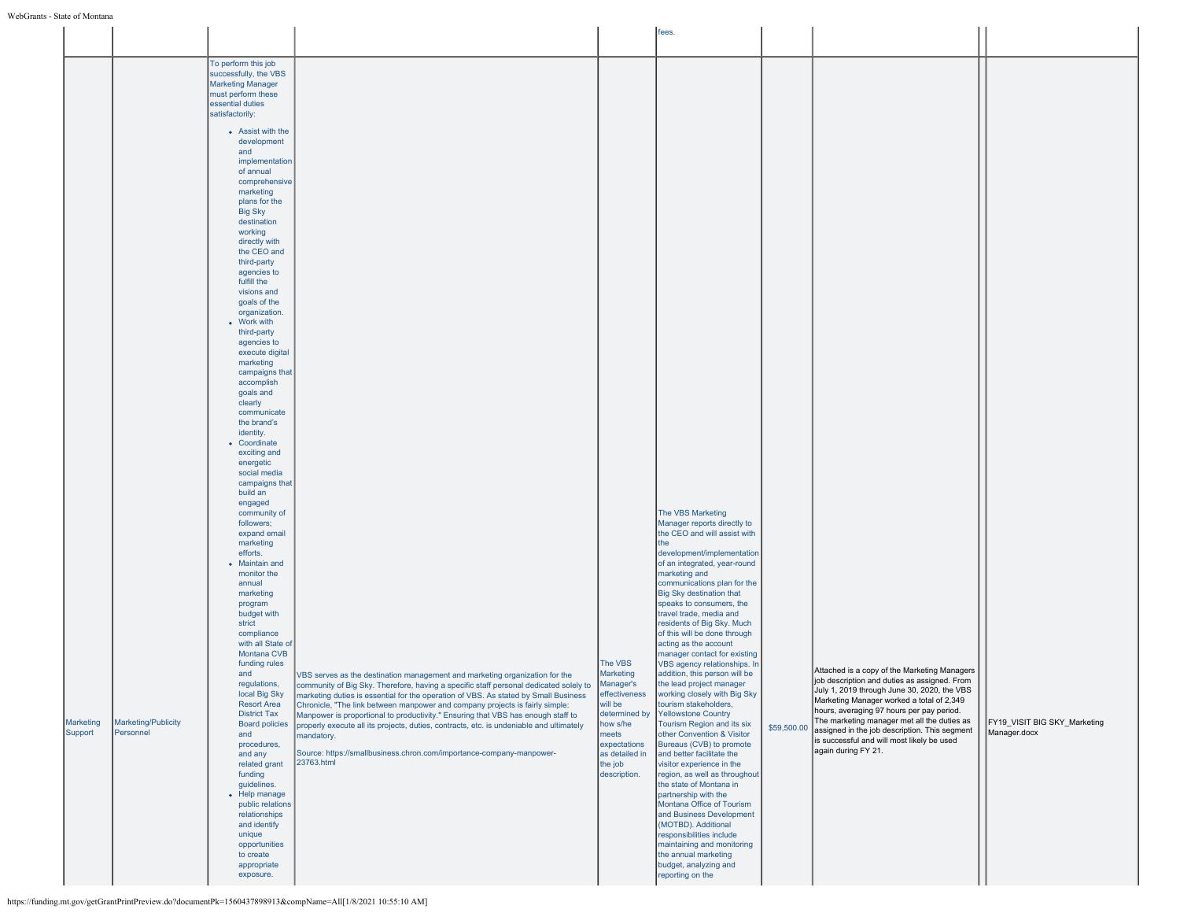| | | | | | | | | | |
|---|---|---|---|---|---|---|---|---|---|
| | | | | | fees. | | | | |
| Marketing Support | Marketing/Publicity Personnel | To perform this job successfully, the VBS Marketing Manager must perform these essential duties satisfactorily:<br>• Assist with the development and implementation of annual comprehensive marketing plans for the Big Sky destination working directly with the CEO and third-party agencies to fulfill the visions and goals of the organization.<br>• Work with third-party agencies to execute digital marketing campaigns that accomplish goals and clearly communicate the brand's identity.<br>• Coordinate exciting and energetic social media campaigns that build an engaged community of followers; expand email marketing efforts.<br>• Maintain and monitor the annual marketing program budget with strict compliance with all State of Montana CVB funding rules and regulations, local Big Sky Resort Area District Tax Board policies and procedures, and any related grant funding guidelines.<br>• Help manage public relations relationships and identify unique opportunities to create appropriate exposure. | VBS serves as the destination management and marketing organization for the community of Big Sky. Therefore, having a specific staff personal dedicated solely to marketing duties is essential for the operation of VBS. As stated by Small Business Chronicle, "The link between manpower and company projects is fairly simple: Manpower is proportional to productivity." Ensuring that VBS has enough staff to properly execute all its projects, duties, contracts, etc. is undeniable and ultimately mandatory.<br><br>Source: https://smallbusiness.chron.com/importance-company-manpower-23763.html | The VBS Marketing Manager's effectiveness will be determined by how s/he meets expectations as detailed in the job description. | The VBS Marketing Manager reports directly to the CEO and will assist with the development/implementation of an integrated, year-round marketing and communications plan for the Big Sky destination that speaks to consumers, the travel trade, media and residents of Big Sky. Much of this will be done through acting as the account manager contact for existing VBS agency relationships. In addition, this person will be the lead project manager working closely with Big Sky tourism stakeholders, Yellowstone Country Tourism Region and its six other Convention & Visitor Bureaus (CVB) to promote and better facilitate the visitor experience in the region, as well as throughout the state of Montana in partnership with the Montana Office of Tourism and Business Development (MOTBD). Additional responsibilities include maintaining and monitoring the annual marketing budget, analyzing and reporting on the | $59,500.00 | Attached is a copy of the Marketing Managers job description and duties as assigned. From July 1, 2019 through June 30, 2020, the VBS Marketing Manager worked a total of 2,349 hours, averaging 97 hours per pay period. The marketing manager met all the duties as assigned in the job description. This segment is successful and will most likely be used again during FY 21. | | FY19_VISIT BIG SKY_Marketing Manager.docx |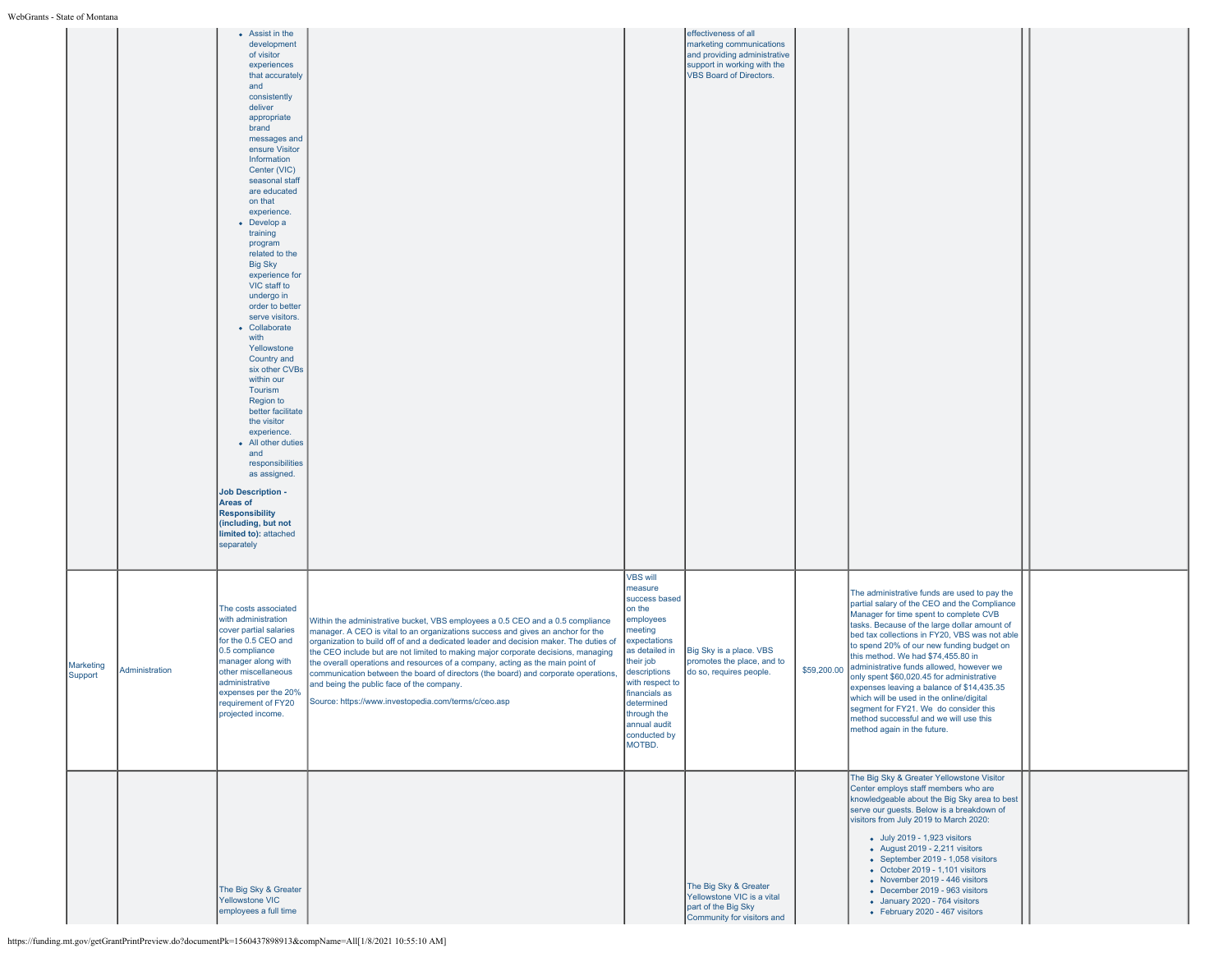| | | | | | | | | | |
|---|---|---|---|---|---|---|---|---|---|
| | | <ul><li>Assist in the development of visitor experiences that accurately and consistently deliver appropriate brand messages and ensure Visitor Information Center (VIC) seasonal staff are educated on that experience.</li><li>Develop a training program related to the Big Sky experience for VIC staff to undergo in order to better serve visitors.</li><li>Collaborate with Yellowstone Country and six other CVBs within our Tourism Region to better facilitate the visitor experience.</li><li>All other duties and responsibilities as assigned.</li></ul> **Job Description - Areas of Responsibility (including, but not limited to):** attached separately | | | effectiveness of all marketing communications and providing administrative support in working with the VBS Board of Directors. | | | | |
| Marketing Support | Administration | The costs associated with administration cover partial salaries for the 0.5 CEO and 0.5 compliance manager along with other miscellaneous administrative expenses per the 20% requirement of FY20 projected income. | Within the administrative bucket, VBS employees a 0.5 CEO and a 0.5 compliance manager. A CEO is vital to an organizations success and gives an anchor for the organization to build off of and a dedicated leader and decision maker. The duties of the CEO include but are not limited to making major corporate decisions, managing the overall operations and resources of a company, acting as the main point of communication between the board of directors (the board) and corporate operations, and being the public face of the company.<br><br>Source: https://www.investopedia.com/terms/c/ceo.asp | VBS will measure success based on the employees meeting expectations as detailed in their job descriptions with respect to financials as determined through the annual audit conducted by MOTBD. | Big Sky is a place. VBS promotes the place, and to do so, requires people. | $59,200.00 | The administrative funds are used to pay the partial salary of the CEO and the Compliance Manager for time spent to complete CVB tasks. Because of the large dollar amount of bed tax collections in FY20, VBS was not able to spend 20% of our new funding budget on this method. We had $74,455.80 in administrative funds allowed, however we only spent $60,020.45 for administrative expenses leaving a balance of $14,435.35 which will be used in the online/digital segment for FY21. We do consider this method successful and we will use this method again in the future. | | |
| | | The Big Sky & Greater Yellowstone VIC employees a full time | | | The Big Sky & Greater Yellowstone VIC is a vital part of the Big Sky Community for visitors and | | The Big Sky & Greater Yellowstone Visitor Center employs staff members who are knowledgeable about the Big Sky area to best serve our guests. Below is a breakdown of visitors from July 2019 to March 2020:<ul><li>July 2019 - 1,923 visitors</li><li>August 2019 - 2,211 visitors</li><li>September 2019 - 1,058 visitors</li><li>October 2019 - 1,101 visitors</li><li>November 2019 - 446 visitors</li><li>December 2019 - 963 visitors</li><li>January 2020 - 764 visitors</li><li>February 2020 - 467 visitors</li></ul> | | |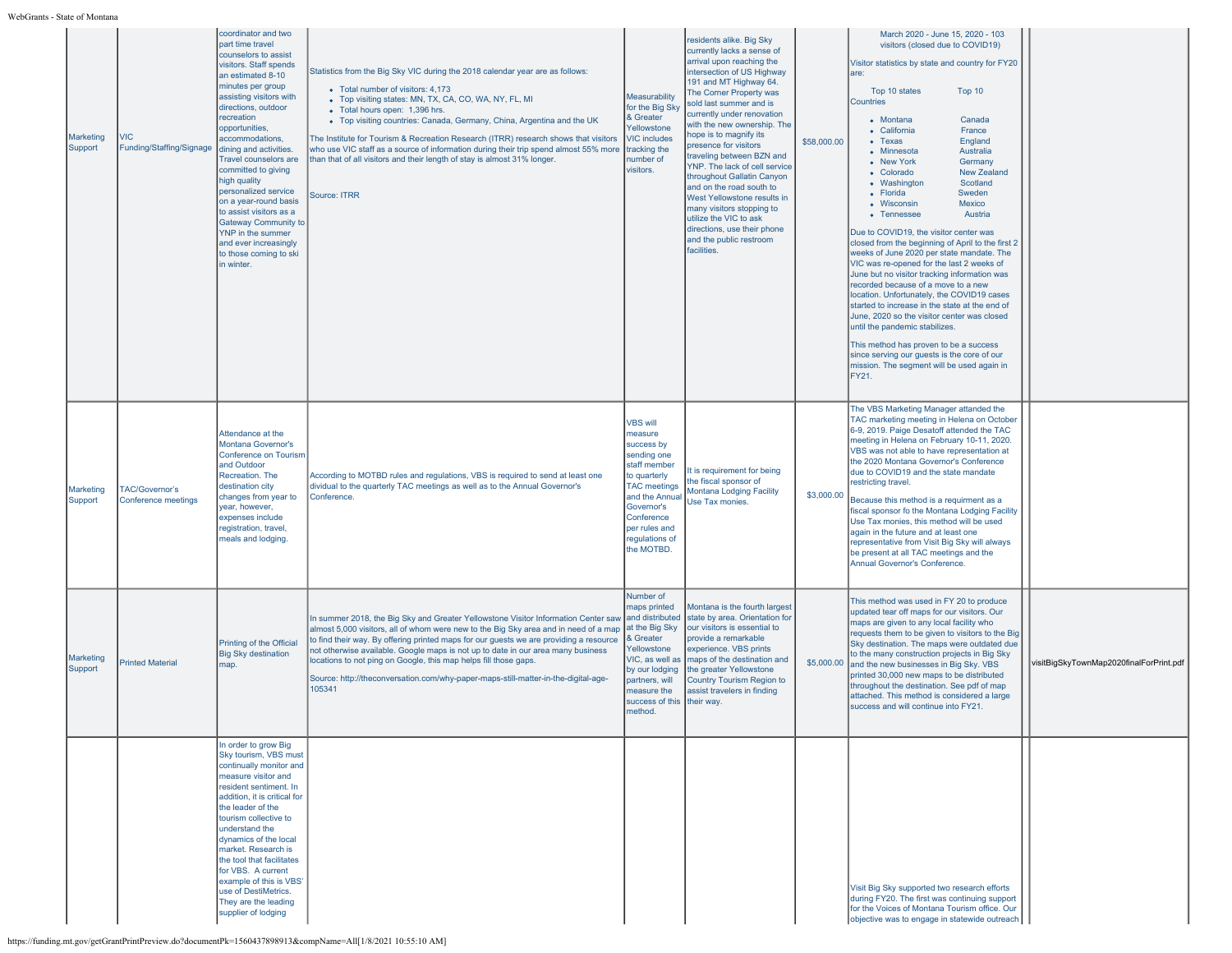| | | | | | | | | | |
|---|---|---|---|---|---|---|---|---|---|
| Marketing Support | VIC Funding/Staffing/Signage | coordinator and two part time travel counselors to assist visitors. Staff spends an estimated 8-10 minutes per group assisting visitors with directions, outdoor recreation opportunities, accommodations, dining and activities. Travel counselors are committed to giving high quality personalized service on a year-round basis to assist visitors as a Gateway Community to YNP in the summer and ever increasingly to those coming to ski in winter. | Statistics from the Big Sky VIC during the 2018 calendar year are as follows:<br>• Total number of visitors: 4,173<br>• Top visiting states: MN, TX, CA, CO, WA, NY, FL, MI<br>• Total hours open: 1,396 hrs.<br>• Top visiting countries: Canada, Germany, China, Argentina and the UK<br>The Institute for Tourism & Recreation Research (ITRR) research shows that visitors who use VIC staff as a source of information during their trip spend almost 55% more than that of all visitors and their length of stay is almost 31% longer.<br>Source: ITRR | Measurability for the Big Sky & Greater Yellowstone VIC includes tracking the number of visitors. | residents alike. Big Sky currently lacks a sense of arrival upon reaching the intersection of US Highway 191 and MT Highway 64. The Corner Property was sold last summer and is currently under renovation with the new ownership. The hope is to magnify its presence for visitors traveling between BZN and YNP. The lack of cell service throughout Gallatin Canyon and on the road south to West Yellowstone results in many visitors stopping to utilize the VIC to ask directions, use their phone and the public restroom facilities. | $58,000.00 | March 2020 - June 15, 2020 - 103 visitors (closed due to COVID19)<br>Visitor statistics by state and country for FY20 are:<br>Top 10 states: Montana, California, Texas, Minnesota, New York, Colorado, Washington, Florida, Wisconsin, Tennessee<br>Top 10 Countries: Canada, France, England, Australia, Germany, New Zealand, Scotland, Sweden, Mexico, Austria<br>Due to COVID19, the visitor center was closed from the beginning of April to the first 2 weeks of June 2020 per state mandate. The VIC was re-opened for the last 2 weeks of June but no visitor tracking information was recorded because of a move to a new location. Unfortunately, the COVID19 cases started to increase in the state at the end of June, 2020 so the visitor center was closed until the pandemic stabilizes.<br>This method has proven to be a success since serving our guests is the core of our mission. The segment will be used again in FY21. | | |
| Marketing Support | TAC/Governor's Conference meetings | Attendance at the Montana Governor's Conference on Tourism and Outdoor Recreation. The destination city changes from year to year, however, expenses include registration, travel, meals and lodging. | According to MOTBD rules and regulations, VBS is required to send at least one dividual to the quarterly TAC meetings as well as to the Annual Governor's Conference. | VBS will measure success by sending one staff member to quarterly TAC meetings and the Annual Governor's Conference per rules and regulations of the MOTBD. | It is requirement for being the fiscal sponsor of Montana Lodging Facility Use Tax monies. | $3,000.00 | The VBS Marketing Manager attanded the TAC marketing meeting in Helena on October 6-9, 2019. Paige Desatoff attended the TAC meeting in Helena on February 10-11, 2020. VBS was not able to have representation at the 2020 Montana Governor's Conference due to COVID19 and the state mandate restricting travel.<br>Because this method is a requirment as a fiscal sponsor fo the Montana Lodging Facility Use Tax monies, this method will be used again in the future and at least one representative from Visit Big Sky will always be present at all TAC meetings and the Annual Governor's Conference. | | |
| Marketing Support | Printed Material | Printing of the Official Big Sky destination map. | In summer 2018, the Big Sky and Greater Yellowstone Visitor Information Center saw almost 5,000 visitors, all of whom were new to the Big Sky area and in need of a map to find their way. By offering printed maps for our guests we are providing a resource not otherwise available. Google maps is not up to date in our area many business locations to not ping on Google, this map helps fill those gaps.<br>Source: http://theconversation.com/why-paper-maps-still-matter-in-the-digital-age-105341 | Number of maps printed and distributed at the Big Sky & Greater Yellowstone VIC, as well as by our lodging partners, will measure the success of this method. | Montana is the fourth largest state by area. Orientation for our visitors is essential to provide a remarkable experience. VBS prints maps of the destination and the greater Yellowstone Country Tourism Region to assist travelers in finding their way. | $5,000.00 | This method was used in FY 20 to produce updated tear off maps for our visitors. Our maps are given to any local facility who requests them to be given to visitors to the Big Sky destination. The maps were outdated due to the many construction projects in Big Sky and the new businesses in Big Sky. VBS printed 30,000 new maps to be distributed throughout the destination. See pdf of map attached. This method is considered a large success and will continue into FY21. | | visitBigSkyTownMap2020finalForPrint.pdf |
| | | In order to grow Big Sky tourism, VBS must continually monitor and measure visitor and resident sentiment. In addition, it is critical for the leader of the tourism collective to understand the dynamics of the local market. Research is the tool that facilitates for VBS. A current example of this is VBS' use of DestiMetrics. They are the leading supplier of lodging | | | | | Visit Big Sky supported two research efforts during FY20. The first was continuing support for the Voices of Montana Tourism office. Our objective was to engage in statewide outreach | | |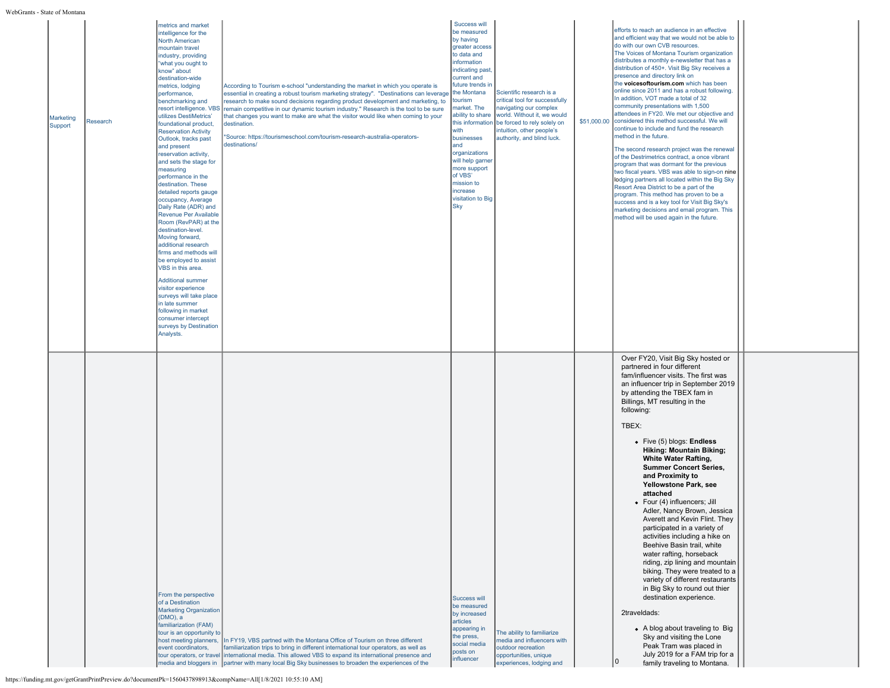| | | | | | | | | | |
|---|---|---|---|---|---|---|---|---|---|
| Marketing Support | Research | metrics and market intelligence for the North American mountain travel industry, providing "what you ought to know" about destination-wide metrics, lodging performance, benchmarking and resort intelligence. VBS utilizes DestiMetrics' foundational product, Reservation Activity Outlook, tracks past and present reservation activity, and sets the stage for measuring performance in the destination. These detailed reports gauge occupancy, Average Daily Rate (ADR) and Revenue Per Available Room (RevPAR) at the destination-level. Moving forward, additional research firms and methods will be employed to assist VBS in this area.<br><br>Additional summer visitor experience surveys will take place in late summer following in market consumer intercept surveys by Destination Analysts. | According to Tourism e-school "understanding the market in which you operate is essential in creating a robust tourism marketing strategy". "Destinations can leverage research to make sound decisions regarding product development and marketing, to remain competitive in our dynamic tourism industry." Research is the tool to be sure that changes you want to make are what the visitor would like when coming to your destination.<br><br>*Source: https://tourismeschool.com/tourism-research-australia-operators-destinations/ | Success will be measured by having greater access to data and information indicating past, current and future trends in the Montana tourism market. The ability to share this information with businesses and organizations will help garner more support of VBS' mission to increase visitation to Big Sky | Scientific research is a critical tool for successfully navigating our complex world. Without it, we would be forced to rely solely on intuition, other people's authority, and blind luck. | $51,000.00 | efforts to reach an audience in an effective and efficient way that we would not be able to do with our own CVB resources.<br>The Voices of Montana Tourism organization distributes a monthly e-newsletter that has a distribution of 450+. Visit Big Sky receives a presence and directory link on the **voicesoftourism.com** which has been online since 2011 and has a robust following. In addition, VOT made a total of 32 community presentations with 1,500 attendees in FY20. We met our objective and considered this method successful. We will continue to include and fund the research method in the future.<br><br>The second research project was the renewal of the Destrimetrics contract, a once vibrant program that was dormant for the previous two fiscal years. VBS was able to sign-on nine lodging partners all located within the Big Sky Resort Area District to be a part of the program. This method has proven to be a success and is a key tool for Visit Big Sky's marketing decisions and email program. This method will be used again in the future. | | |
| | | From the perspective of a Destination Marketing Organization (DMO), a familiarization (FAM) tour is an opportunity to host meeting planners, event coordinators, tour operators, or travel media and bloggers in | In FY19, VBS partned with the Montana Office of Tourism on three different familiarization trips to bring in different international tour operators, as well as international media. This allowed VBS to expand its international presence and partner with many local Big Sky businesses to broaden the experiences of the | Success will be measured by increased articles appearing in the press, social media posts on influencer | The ability to familiarize media and influencers with outdoor recreation opportunities, unique experiences, lodging and | | 0 | Over FY20, Visit Big Sky hosted or partnered in four different fam/influencer visits. The first was an influencer trip in September 2019 by attending the TBEX fam in Billings, MT resulting in the following:<br><br>TBEX:<br><br>• Five (5) blogs: **Endless Hiking: Mountain Biking; White Water Rafting, Summer Concert Series, and Proximity to Yellowstone Park, see attached**<br>• Four (4) influencers; Jill Adler, Nancy Brown, Jessica Averett and Kevin Flint. They participated in a variety of activities including a hike on Beehive Basin trail, white water rafting, horseback riding, zip lining and mountain biking. They were treated to a variety of different restaurants in Big Sky to round out thier destination experience.<br><br>2traveldads:<br><br>• A blog about traveling to Big Sky and visiting the Lone Peak Tram was placed in July 2019 for a FAM trip for a family traveling to Montana. | |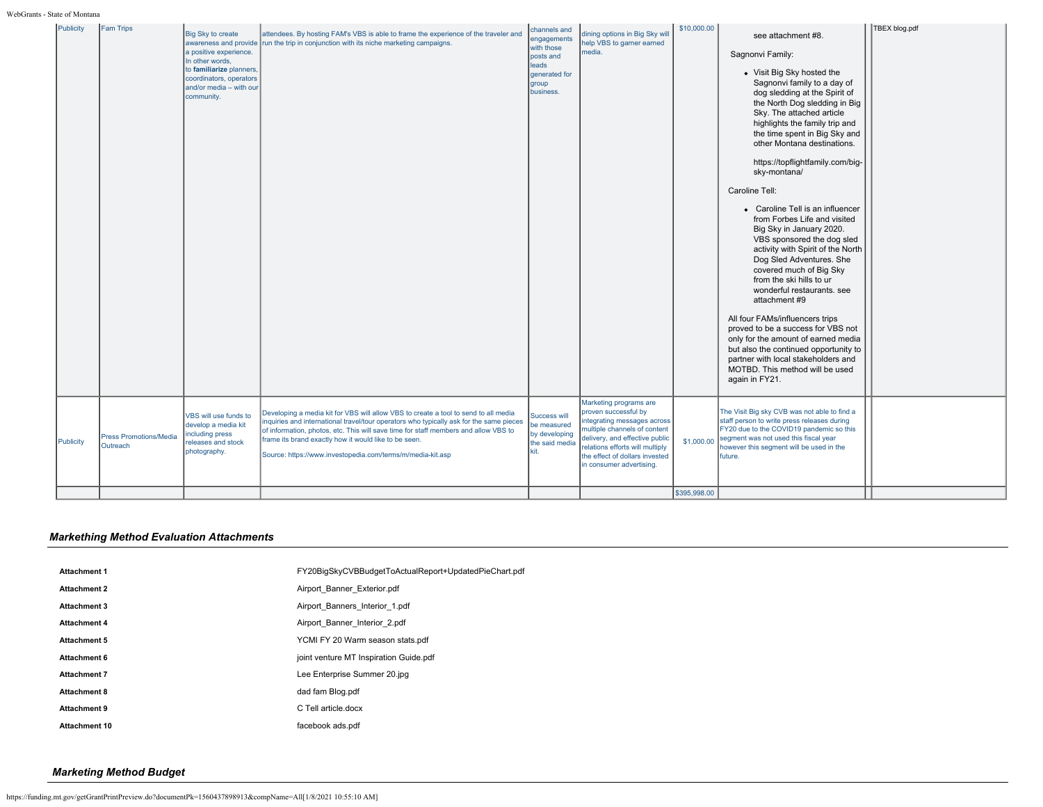| | | | | | | | | | |
|---|---|---|---|---|---|---|---|---|---|
| Publicity | Fam Trips | Big Sky to create awareness and provide a positive experience. In other words, to **familiarize** planners, coordinators, operators and/or media – with our community. | attendees. By hosting FAM's VBS is able to frame the experience of the traveler and run the trip in conjunction with its niche marketing campaigns. | channels and engagements with those posts and leads generated for group business. | dining options in Big Sky will help VBS to garner earned media. | $10,000.00 | see attachment #8.<br><br>Sagnonvi Family:<br><br>• Visit Big Sky hosted the Sagnonvi family to a day of dog sledding at the Spirit of the North Dog sledding in Big Sky. The attached article highlights the family trip and the time spent in Big Sky and other Montana destinations.<br><br>https://topflightfamily.com/big-sky-montana/<br><br>Caroline Tell:<br><br>• Caroline Tell is an influencer from Forbes Life and visited Big Sky in January 2020. VBS sponsored the dog sled activity with Spirit of the North Dog Sled Adventures. She covered much of Big Sky from the ski hills to ur wonderful restaurants. see attachment #9<br><br>All four FAMs/influencers trips proved to be a success for VBS not only for the amount of earned media but also the continued opportunity to partner with local stakeholders and MOTBD. This method will be used again in FY21. | | TBEX blog.pdf |
| Publicity | Press Promotions/Media Outreach | VBS will use funds to develop a media kit including press releases and stock photography. | Developing a media kit for VBS will allow VBS to create a tool to send to all media inquiries and international travel/tour operators who typically ask for the same pieces of information, photos, etc. This will save time for staff members and allow VBS to frame its brand exactly how it would like to be seen.<br><br>Source: https://www.investopedia.com/terms/m/media-kit.asp | Success will be measured by developing the said media kit. | Marketing programs are proven successful by integrating messages across multiple channels of content delivery, and effective public relations efforts will multiply the effect of dollars invested in consumer advertising. | $1,000.00 | The Visit Big sky CVB was not able to find a staff person to write press releases during FY20 due to the COVID19 pandemic so this segment was not used this fiscal year however this segment will be used in the future. | | |
| | | | | | | $395,998.00 | | | |

### *Markething Method Evaluation Attachments*

| | |
|---|---|
| **Attachment 1** | FY20BigSkyCVBBudgetToActualReport+UpdatedPieChart.pdf |
| **Attachment 2** | Airport_Banner_Exterior.pdf |
| **Attachment 3** | Airport_Banners_Interior_1.pdf |
| **Attachment 4** | Airport_Banner_Interior_2.pdf |
| **Attachment 5** | YCMI FY 20 Warm season stats.pdf |
| **Attachment 6** | joint venture MT Inspiration Guide.pdf |
| **Attachment 7** | Lee Enterprise Summer 20.jpg |
| **Attachment 8** | dad fam Blog.pdf |
| **Attachment 9** | C Tell article.docx |
| **Attachment 10** | facebook ads.pdf |

### *Marketing Method Budget*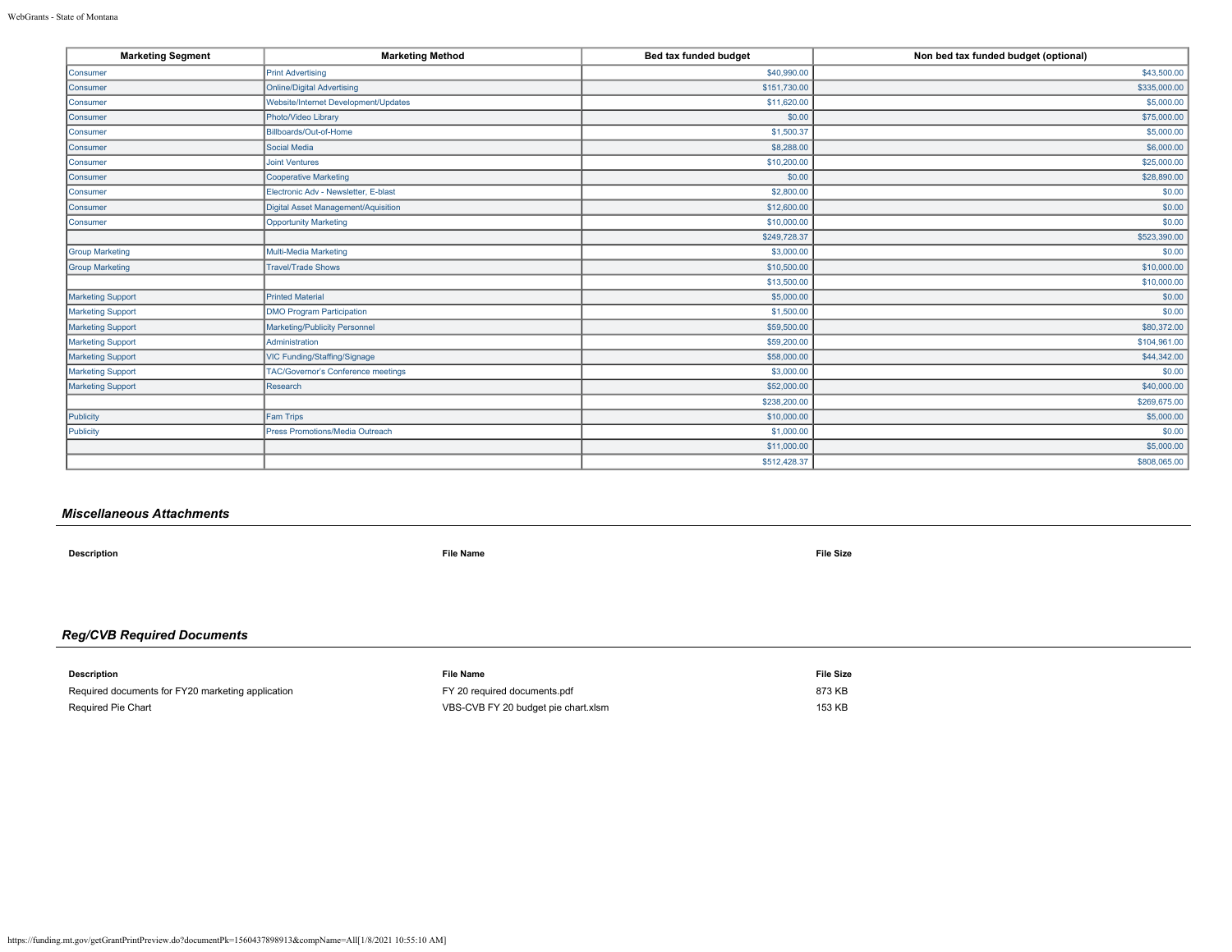| Marketing Segment | Marketing Method | Bed tax funded budget | Non bed tax funded budget (optional) |
|---|---|---|---|
| Consumer | Print Advertising | $40,990.00 | $43,500.00 |
| Consumer | Online/Digital Advertising | $151,730.00 | $335,000.00 |
| Consumer | Website/Internet Development/Updates | $11,620.00 | $5,000.00 |
| Consumer | Photo/Video Library | $0.00 | $75,000.00 |
| Consumer | Billboards/Out-of-Home | $1,500.37 | $5,000.00 |
| Consumer | Social Media | $8,288.00 | $6,000.00 |
| Consumer | Joint Ventures | $10,200.00 | $25,000.00 |
| Consumer | Cooperative Marketing | $0.00 | $28,890.00 |
| Consumer | Electronic Adv - Newsletter, E-blast | $2,800.00 | $0.00 |
| Consumer | Digital Asset Management/Aquisition | $12,600.00 | $0.00 |
| Consumer | Opportunity Marketing | $10,000.00 | $0.00 |
| | | $249,728.37 | $523,390.00 |
| Group Marketing | Multi-Media Marketing | $3,000.00 | $0.00 |
| Group Marketing | Travel/Trade Shows | $10,500.00 | $10,000.00 |
| | | $13,500.00 | $10,000.00 |
| Marketing Support | Printed Material | $5,000.00 | $0.00 |
| Marketing Support | DMO Program Participation | $1,500.00 | $0.00 |
| Marketing Support | Marketing/Publicity Personnel | $59,500.00 | $80,372.00 |
| Marketing Support | Administration | $59,200.00 | $104,961.00 |
| Marketing Support | VIC Funding/Staffing/Signage | $58,000.00 | $44,342.00 |
| Marketing Support | TAC/Governor's Conference meetings | $3,000.00 | $0.00 |
| Marketing Support | Research | $52,000.00 | $40,000.00 |
| | | $238,200.00 | $269,675.00 |
| Publicity | Fam Trips | $10,000.00 | $5,000.00 |
| Publicity | Press Promotions/Media Outreach | $1,000.00 | $0.00 |
| | | $11,000.00 | $5,000.00 |
| | | $512,428.37 | $808,065.00 |

### *Miscellaneous Attachments*

| Description | File Name | File Size |
|---|---|---|

### *Reg/CVB Required Documents*

| Description | File Name | File Size |
|---|---|---|
| Required documents for FY20 marketing application | FY 20 required documents.pdf | 873 KB |
| Required Pie Chart | VBS-CVB FY 20 budget pie chart.xlsm | 153 KB |